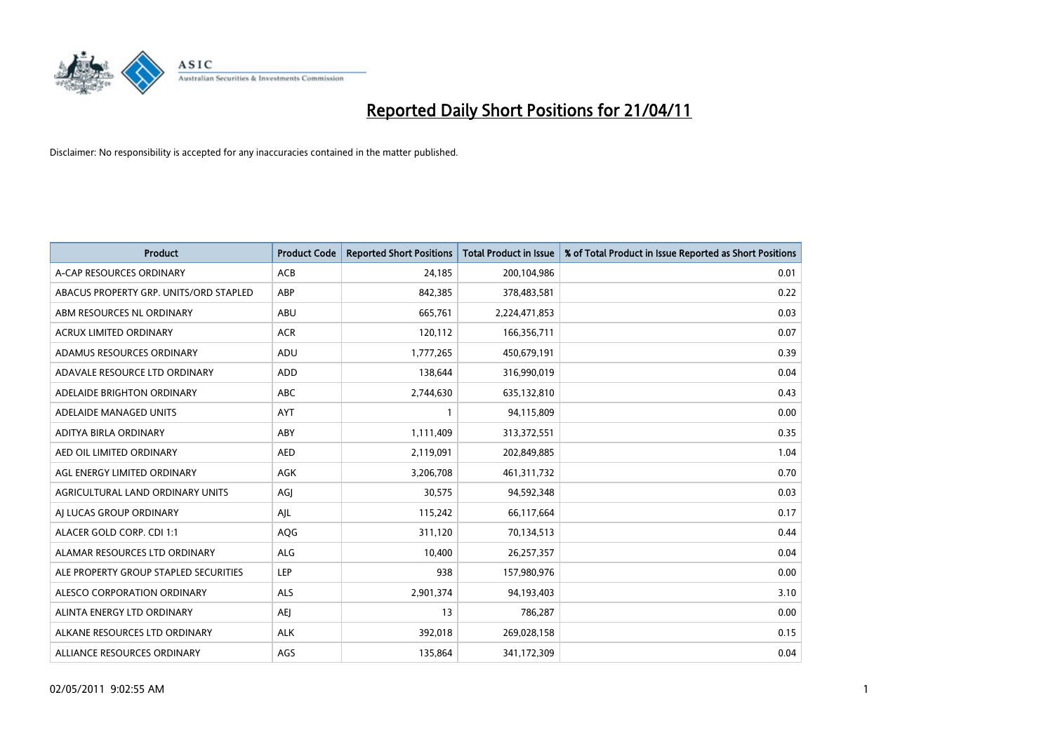# Reported Daily Short Positions for 21/04/11

Disclaimer: No responsibility is accepted for any inaccuracies contained in the matter published.

| Product | Product Code | Reported Short Positions | Total Product in Issue | % of Total Product in Issue Reported as Short Positions |
|---|---|---|---|---|
| A-CAP RESOURCES ORDINARY | ACB | 24,185 | 200,104,986 | 0.01 |
| ABACUS PROPERTY GRP. UNITS/ORD STAPLED | ABP | 842,385 | 378,483,581 | 0.22 |
| ABM RESOURCES NL ORDINARY | ABU | 665,761 | 2,224,471,853 | 0.03 |
| ACRUX LIMITED ORDINARY | ACR | 120,112 | 166,356,711 | 0.07 |
| ADAMUS RESOURCES ORDINARY | ADU | 1,777,265 | 450,679,191 | 0.39 |
| ADAVALE RESOURCE LTD ORDINARY | ADD | 138,644 | 316,990,019 | 0.04 |
| ADELAIDE BRIGHTON ORDINARY | ABC | 2,744,630 | 635,132,810 | 0.43 |
| ADELAIDE MANAGED UNITS | AYT | 1 | 94,115,809 | 0.00 |
| ADITYA BIRLA ORDINARY | ABY | 1,111,409 | 313,372,551 | 0.35 |
| AED OIL LIMITED ORDINARY | AED | 2,119,091 | 202,849,885 | 1.04 |
| AGL ENERGY LIMITED ORDINARY | AGK | 3,206,708 | 461,311,732 | 0.70 |
| AGRICULTURAL LAND ORDINARY UNITS | AGJ | 30,575 | 94,592,348 | 0.03 |
| AJ LUCAS GROUP ORDINARY | AJL | 115,242 | 66,117,664 | 0.17 |
| ALACER GOLD CORP. CDI 1:1 | AQG | 311,120 | 70,134,513 | 0.44 |
| ALAMAR RESOURCES LTD ORDINARY | ALG | 10,400 | 26,257,357 | 0.04 |
| ALE PROPERTY GROUP STAPLED SECURITIES | LEP | 938 | 157,980,976 | 0.00 |
| ALESCO CORPORATION ORDINARY | ALS | 2,901,374 | 94,193,403 | 3.10 |
| ALINTA ENERGY LTD ORDINARY | AEJ | 13 | 786,287 | 0.00 |
| ALKANE RESOURCES LTD ORDINARY | ALK | 392,018 | 269,028,158 | 0.15 |
| ALLIANCE RESOURCES ORDINARY | AGS | 135,864 | 341,172,309 | 0.04 |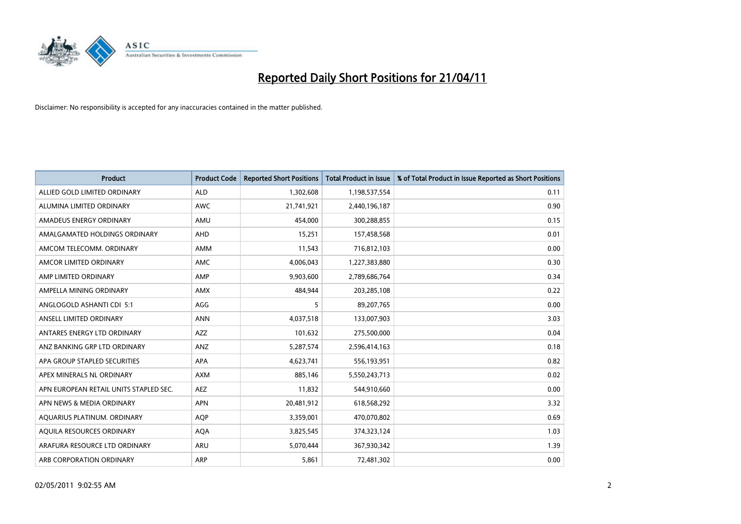# Reported Daily Short Positions for 21/04/11

Disclaimer: No responsibility is accepted for any inaccuracies contained in the matter published.

| Product | Product Code | Reported Short Positions | Total Product in Issue | % of Total Product in Issue Reported as Short Positions |
|---|---|---|---|---|
| ALLIED GOLD LIMITED ORDINARY | ALD | 1,302,608 | 1,198,537,554 | 0.11 |
| ALUMINA LIMITED ORDINARY | AWC | 21,741,921 | 2,440,196,187 | 0.90 |
| AMADEUS ENERGY ORDINARY | AMU | 454,000 | 300,288,855 | 0.15 |
| AMALGAMATED HOLDINGS ORDINARY | AHD | 15,251 | 157,458,568 | 0.01 |
| AMCOM TELECOMM. ORDINARY | AMM | 11,543 | 716,812,103 | 0.00 |
| AMCOR LIMITED ORDINARY | AMC | 4,006,043 | 1,227,383,880 | 0.30 |
| AMP LIMITED ORDINARY | AMP | 9,903,600 | 2,789,686,764 | 0.34 |
| AMPELLA MINING ORDINARY | AMX | 484,944 | 203,285,108 | 0.22 |
| ANGLOGOLD ASHANTI CDI 5:1 | AGG | 5 | 89,207,765 | 0.00 |
| ANSELL LIMITED ORDINARY | ANN | 4,037,518 | 133,007,903 | 3.03 |
| ANTARES ENERGY LTD ORDINARY | AZZ | 101,632 | 275,500,000 | 0.04 |
| ANZ BANKING GRP LTD ORDINARY | ANZ | 5,287,574 | 2,596,414,163 | 0.18 |
| APA GROUP STAPLED SECURITIES | APA | 4,623,741 | 556,193,951 | 0.82 |
| APEX MINERALS NL ORDINARY | AXM | 885,146 | 5,550,243,713 | 0.02 |
| APN EUROPEAN RETAIL UNITS STAPLED SEC. | AEZ | 11,832 | 544,910,660 | 0.00 |
| APN NEWS & MEDIA ORDINARY | APN | 20,481,912 | 618,568,292 | 3.32 |
| AQUARIUS PLATINUM. ORDINARY | AQP | 3,359,001 | 470,070,802 | 0.69 |
| AQUILA RESOURCES ORDINARY | AQA | 3,825,545 | 374,323,124 | 1.03 |
| ARAFURA RESOURCE LTD ORDINARY | ARU | 5,070,444 | 367,930,342 | 1.39 |
| ARB CORPORATION ORDINARY | ARP | 5,861 | 72,481,302 | 0.00 |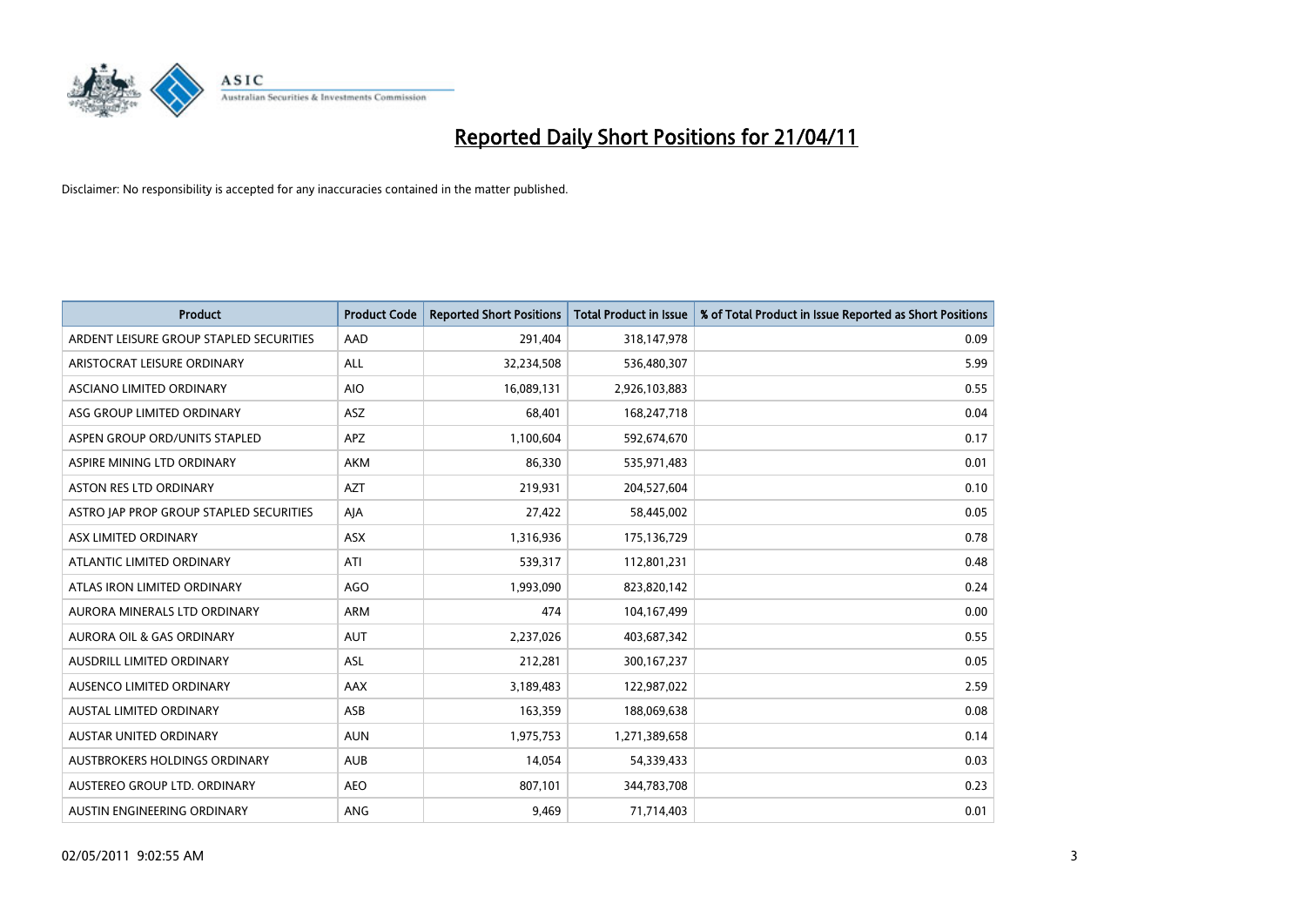# Reported Daily Short Positions for 21/04/11

Disclaimer: No responsibility is accepted for any inaccuracies contained in the matter published.

| Product | Product Code | Reported Short Positions | Total Product in Issue | % of Total Product in Issue Reported as Short Positions |
|---|---|---|---|---|
| ARDENT LEISURE GROUP STAPLED SECURITIES | AAD | 291,404 | 318,147,978 | 0.09 |
| ARISTOCRAT LEISURE ORDINARY | ALL | 32,234,508 | 536,480,307 | 5.99 |
| ASCIANO LIMITED ORDINARY | AIO | 16,089,131 | 2,926,103,883 | 0.55 |
| ASG GROUP LIMITED ORDINARY | ASZ | 68,401 | 168,247,718 | 0.04 |
| ASPEN GROUP ORD/UNITS STAPLED | APZ | 1,100,604 | 592,674,670 | 0.17 |
| ASPIRE MINING LTD ORDINARY | AKM | 86,330 | 535,971,483 | 0.01 |
| ASTON RES LTD ORDINARY | AZT | 219,931 | 204,527,604 | 0.10 |
| ASTRO JAP PROP GROUP STAPLED SECURITIES | AJA | 27,422 | 58,445,002 | 0.05 |
| ASX LIMITED ORDINARY | ASX | 1,316,936 | 175,136,729 | 0.78 |
| ATLANTIC LIMITED ORDINARY | ATI | 539,317 | 112,801,231 | 0.48 |
| ATLAS IRON LIMITED ORDINARY | AGO | 1,993,090 | 823,820,142 | 0.24 |
| AURORA MINERALS LTD ORDINARY | ARM | 474 | 104,167,499 | 0.00 |
| AURORA OIL & GAS ORDINARY | AUT | 2,237,026 | 403,687,342 | 0.55 |
| AUSDRILL LIMITED ORDINARY | ASL | 212,281 | 300,167,237 | 0.05 |
| AUSENCO LIMITED ORDINARY | AAX | 3,189,483 | 122,987,022 | 2.59 |
| AUSTAL LIMITED ORDINARY | ASB | 163,359 | 188,069,638 | 0.08 |
| AUSTAR UNITED ORDINARY | AUN | 1,975,753 | 1,271,389,658 | 0.14 |
| AUSTBROKERS HOLDINGS ORDINARY | AUB | 14,054 | 54,339,433 | 0.03 |
| AUSTEREO GROUP LTD. ORDINARY | AEO | 807,101 | 344,783,708 | 0.23 |
| AUSTIN ENGINEERING ORDINARY | ANG | 9,469 | 71,714,403 | 0.01 |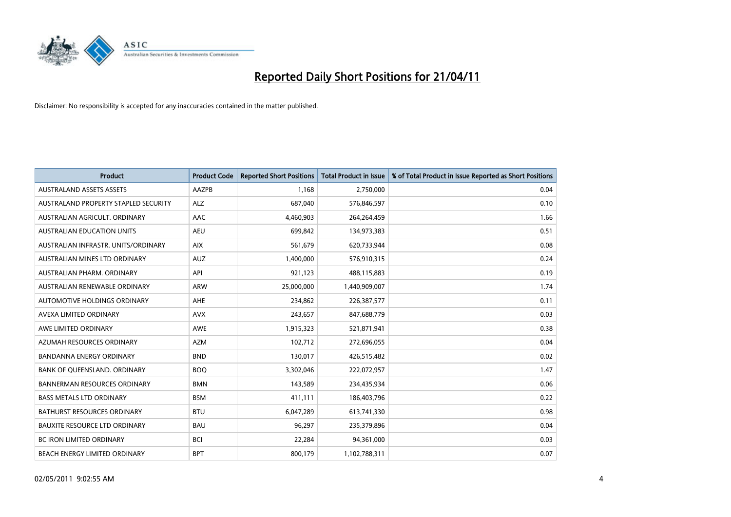# Reported Daily Short Positions for 21/04/11

Disclaimer: No responsibility is accepted for any inaccuracies contained in the matter published.

| Product | Product Code | Reported Short Positions | Total Product in Issue | % of Total Product in Issue Reported as Short Positions |
|---|---|---|---|---|
| AUSTRALAND ASSETS ASSETS | AAZPB | 1,168 | 2,750,000 | 0.04 |
| AUSTRALAND PROPERTY STAPLED SECURITY | ALZ | 687,040 | 576,846,597 | 0.10 |
| AUSTRALIAN AGRICULT. ORDINARY | AAC | 4,460,903 | 264,264,459 | 1.66 |
| AUSTRALIAN EDUCATION UNITS | AEU | 699,842 | 134,973,383 | 0.51 |
| AUSTRALIAN INFRASTR. UNITS/ORDINARY | AIX | 561,679 | 620,733,944 | 0.08 |
| AUSTRALIAN MINES LTD ORDINARY | AUZ | 1,400,000 | 576,910,315 | 0.24 |
| AUSTRALIAN PHARM. ORDINARY | API | 921,123 | 488,115,883 | 0.19 |
| AUSTRALIAN RENEWABLE ORDINARY | ARW | 25,000,000 | 1,440,909,007 | 1.74 |
| AUTOMOTIVE HOLDINGS ORDINARY | AHE | 234,862 | 226,387,577 | 0.11 |
| AVEXA LIMITED ORDINARY | AVX | 243,657 | 847,688,779 | 0.03 |
| AWE LIMITED ORDINARY | AWE | 1,915,323 | 521,871,941 | 0.38 |
| AZUMAH RESOURCES ORDINARY | AZM | 102,712 | 272,696,055 | 0.04 |
| BANDANNA ENERGY ORDINARY | BND | 130,017 | 426,515,482 | 0.02 |
| BANK OF QUEENSLAND. ORDINARY | BOQ | 3,302,046 | 222,072,957 | 1.47 |
| BANNERMAN RESOURCES ORDINARY | BMN | 143,589 | 234,435,934 | 0.06 |
| BASS METALS LTD ORDINARY | BSM | 411,111 | 186,403,796 | 0.22 |
| BATHURST RESOURCES ORDINARY | BTU | 6,047,289 | 613,741,330 | 0.98 |
| BAUXITE RESOURCE LTD ORDINARY | BAU | 96,297 | 235,379,896 | 0.04 |
| BC IRON LIMITED ORDINARY | BCI | 22,284 | 94,361,000 | 0.03 |
| BEACH ENERGY LIMITED ORDINARY | BPT | 800,179 | 1,102,788,311 | 0.07 |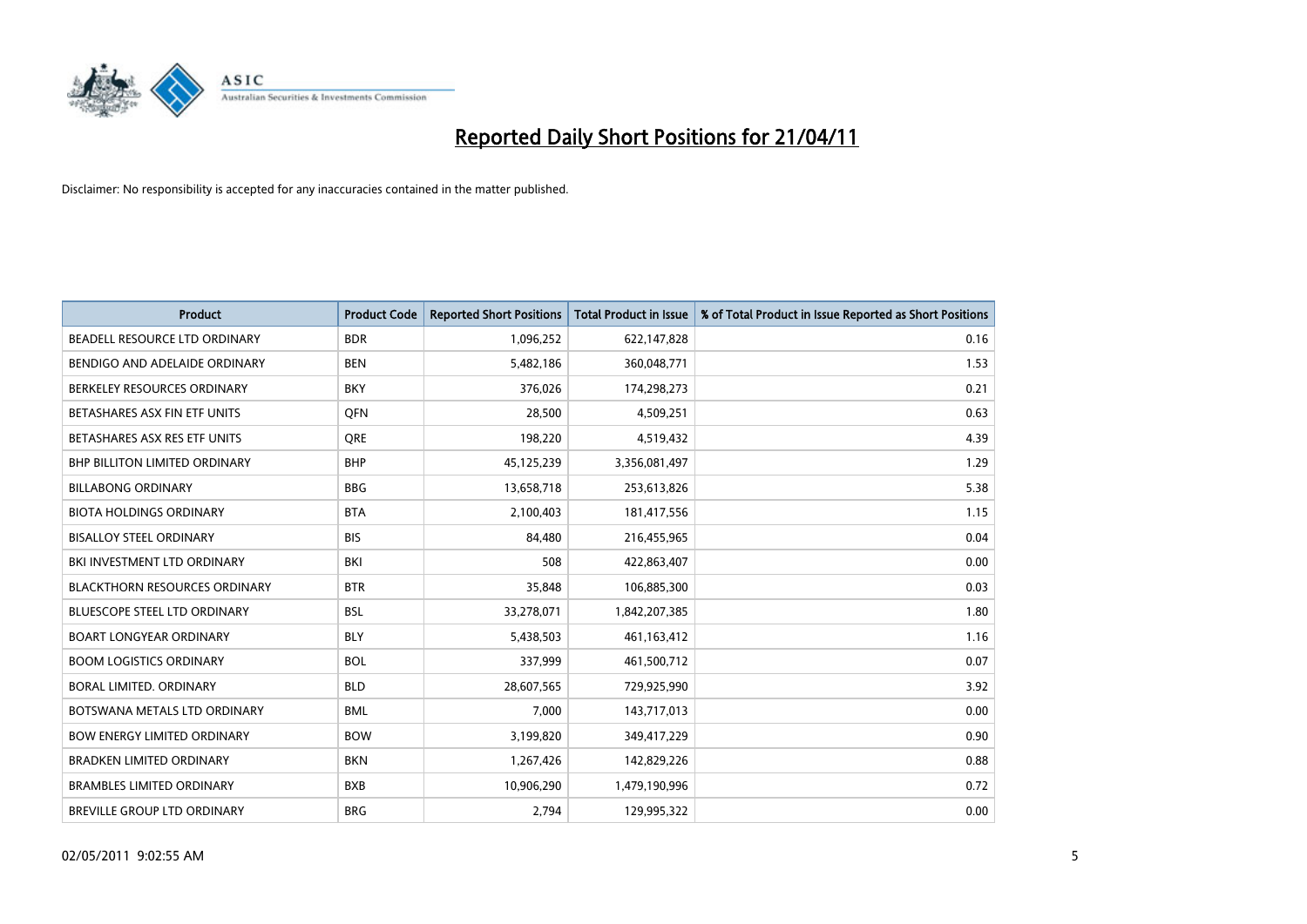# Reported Daily Short Positions for 21/04/11

Disclaimer: No responsibility is accepted for any inaccuracies contained in the matter published.

| Product | Product Code | Reported Short Positions | Total Product in Issue | % of Total Product in Issue Reported as Short Positions |
|---|---|---|---|---|
| BEADELL RESOURCE LTD ORDINARY | BDR | 1,096,252 | 622,147,828 | 0.16 |
| BENDIGO AND ADELAIDE ORDINARY | BEN | 5,482,186 | 360,048,771 | 1.53 |
| BERKELEY RESOURCES ORDINARY | BKY | 376,026 | 174,298,273 | 0.21 |
| BETASHARES ASX FIN ETF UNITS | QFN | 28,500 | 4,509,251 | 0.63 |
| BETASHARES ASX RES ETF UNITS | QRE | 198,220 | 4,519,432 | 4.39 |
| BHP BILLITON LIMITED ORDINARY | BHP | 45,125,239 | 3,356,081,497 | 1.29 |
| BILLABONG ORDINARY | BBG | 13,658,718 | 253,613,826 | 5.38 |
| BIOTA HOLDINGS ORDINARY | BTA | 2,100,403 | 181,417,556 | 1.15 |
| BISALLOY STEEL ORDINARY | BIS | 84,480 | 216,455,965 | 0.04 |
| BKI INVESTMENT LTD ORDINARY | BKI | 508 | 422,863,407 | 0.00 |
| BLACKTHORN RESOURCES ORDINARY | BTR | 35,848 | 106,885,300 | 0.03 |
| BLUESCOPE STEEL LTD ORDINARY | BSL | 33,278,071 | 1,842,207,385 | 1.80 |
| BOART LONGYEAR ORDINARY | BLY | 5,438,503 | 461,163,412 | 1.16 |
| BOOM LOGISTICS ORDINARY | BOL | 337,999 | 461,500,712 | 0.07 |
| BORAL LIMITED. ORDINARY | BLD | 28,607,565 | 729,925,990 | 3.92 |
| BOTSWANA METALS LTD ORDINARY | BML | 7,000 | 143,717,013 | 0.00 |
| BOW ENERGY LIMITED ORDINARY | BOW | 3,199,820 | 349,417,229 | 0.90 |
| BRADKEN LIMITED ORDINARY | BKN | 1,267,426 | 142,829,226 | 0.88 |
| BRAMBLES LIMITED ORDINARY | BXB | 10,906,290 | 1,479,190,996 | 0.72 |
| BREVILLE GROUP LTD ORDINARY | BRG | 2,794 | 129,995,322 | 0.00 |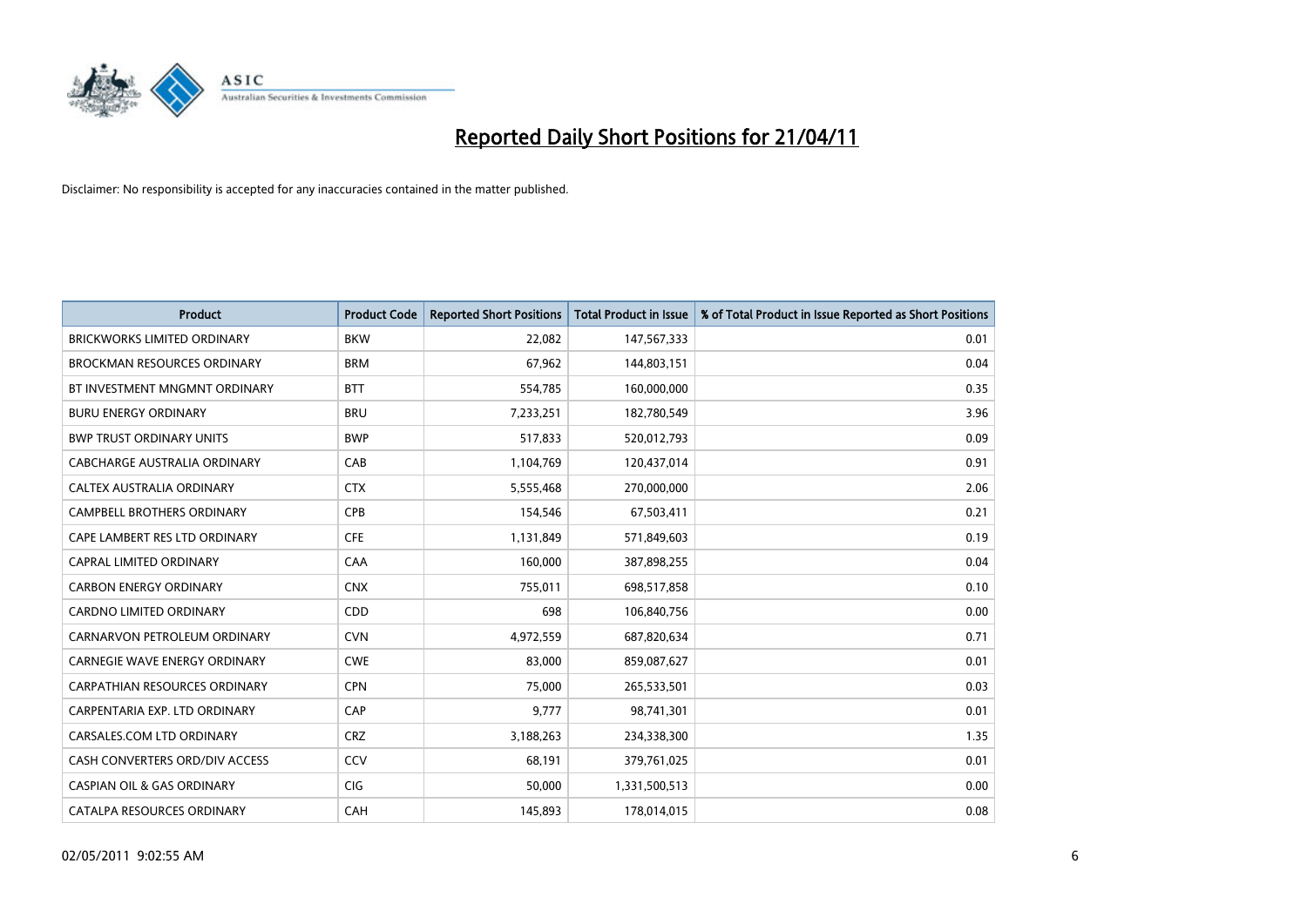# Reported Daily Short Positions for 21/04/11

Disclaimer: No responsibility is accepted for any inaccuracies contained in the matter published.

| Product | Product Code | Reported Short Positions | Total Product in Issue | % of Total Product in Issue Reported as Short Positions |
|---|---|---|---|---|
| BRICKWORKS LIMITED ORDINARY | BKW | 22,082 | 147,567,333 | 0.01 |
| BROCKMAN RESOURCES ORDINARY | BRM | 67,962 | 144,803,151 | 0.04 |
| BT INVESTMENT MNGMNT ORDINARY | BTT | 554,785 | 160,000,000 | 0.35 |
| BURU ENERGY ORDINARY | BRU | 7,233,251 | 182,780,549 | 3.96 |
| BWP TRUST ORDINARY UNITS | BWP | 517,833 | 520,012,793 | 0.09 |
| CABCHARGE AUSTRALIA ORDINARY | CAB | 1,104,769 | 120,437,014 | 0.91 |
| CALTEX AUSTRALIA ORDINARY | CTX | 5,555,468 | 270,000,000 | 2.06 |
| CAMPBELL BROTHERS ORDINARY | CPB | 154,546 | 67,503,411 | 0.21 |
| CAPE LAMBERT RES LTD ORDINARY | CFE | 1,131,849 | 571,849,603 | 0.19 |
| CAPRAL LIMITED ORDINARY | CAA | 160,000 | 387,898,255 | 0.04 |
| CARBON ENERGY ORDINARY | CNX | 755,011 | 698,517,858 | 0.10 |
| CARDNO LIMITED ORDINARY | CDD | 698 | 106,840,756 | 0.00 |
| CARNARVON PETROLEUM ORDINARY | CVN | 4,972,559 | 687,820,634 | 0.71 |
| CARNEGIE WAVE ENERGY ORDINARY | CWE | 83,000 | 859,087,627 | 0.01 |
| CARPATHIAN RESOURCES ORDINARY | CPN | 75,000 | 265,533,501 | 0.03 |
| CARPENTARIA EXP. LTD ORDINARY | CAP | 9,777 | 98,741,301 | 0.01 |
| CARSALES.COM LTD ORDINARY | CRZ | 3,188,263 | 234,338,300 | 1.35 |
| CASH CONVERTERS ORD/DIV ACCESS | CCV | 68,191 | 379,761,025 | 0.01 |
| CASPIAN OIL & GAS ORDINARY | CIG | 50,000 | 1,331,500,513 | 0.00 |
| CATALPA RESOURCES ORDINARY | CAH | 145,893 | 178,014,015 | 0.08 |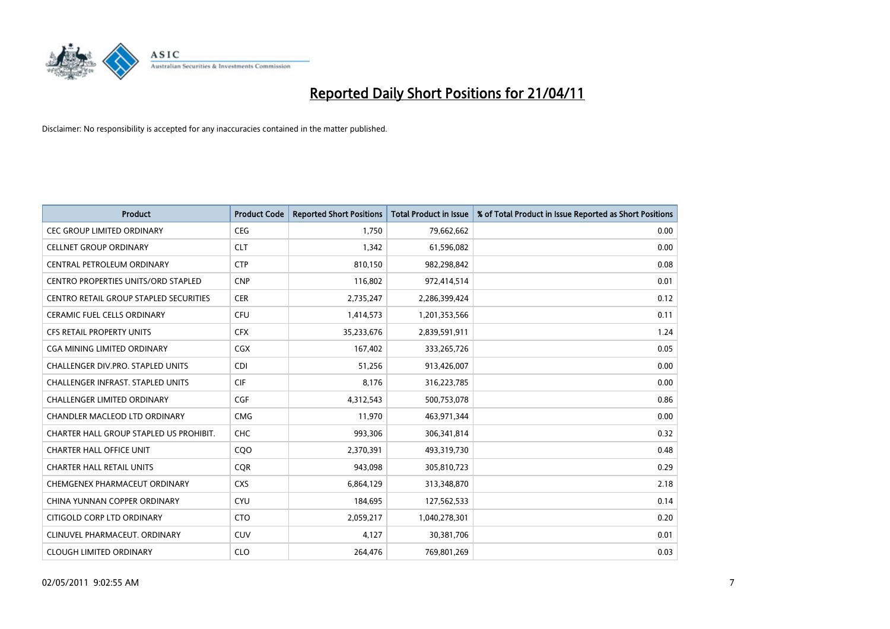# Reported Daily Short Positions for 21/04/11

Disclaimer: No responsibility is accepted for any inaccuracies contained in the matter published.

| Product | Product Code | Reported Short Positions | Total Product in Issue | % of Total Product in Issue Reported as Short Positions |
|---|---|---|---|---|
| CEC GROUP LIMITED ORDINARY | CEG | 1,750 | 79,662,662 | 0.00 |
| CELLNET GROUP ORDINARY | CLT | 1,342 | 61,596,082 | 0.00 |
| CENTRAL PETROLEUM ORDINARY | CTP | 810,150 | 982,298,842 | 0.08 |
| CENTRO PROPERTIES UNITS/ORD STAPLED | CNP | 116,802 | 972,414,514 | 0.01 |
| CENTRO RETAIL GROUP STAPLED SECURITIES | CER | 2,735,247 | 2,286,399,424 | 0.12 |
| CERAMIC FUEL CELLS ORDINARY | CFU | 1,414,573 | 1,201,353,566 | 0.11 |
| CFS RETAIL PROPERTY UNITS | CFX | 35,233,676 | 2,839,591,911 | 1.24 |
| CGA MINING LIMITED ORDINARY | CGX | 167,402 | 333,265,726 | 0.05 |
| CHALLENGER DIV.PRO. STAPLED UNITS | CDI | 51,256 | 913,426,007 | 0.00 |
| CHALLENGER INFRAST. STAPLED UNITS | CIF | 8,176 | 316,223,785 | 0.00 |
| CHALLENGER LIMITED ORDINARY | CGF | 4,312,543 | 500,753,078 | 0.86 |
| CHANDLER MACLEOD LTD ORDINARY | CMG | 11,970 | 463,971,344 | 0.00 |
| CHARTER HALL GROUP STAPLED US PROHIBIT. | CHC | 993,306 | 306,341,814 | 0.32 |
| CHARTER HALL OFFICE UNIT | CQO | 2,370,391 | 493,319,730 | 0.48 |
| CHARTER HALL RETAIL UNITS | CQR | 943,098 | 305,810,723 | 0.29 |
| CHEMGENEX PHARMACEUT ORDINARY | CXS | 6,864,129 | 313,348,870 | 2.18 |
| CHINA YUNNAN COPPER ORDINARY | CYU | 184,695 | 127,562,533 | 0.14 |
| CITIGOLD CORP LTD ORDINARY | CTO | 2,059,217 | 1,040,278,301 | 0.20 |
| CLINUVEL PHARMACEUT. ORDINARY | CUV | 4,127 | 30,381,706 | 0.01 |
| CLOUGH LIMITED ORDINARY | CLO | 264,476 | 769,801,269 | 0.03 |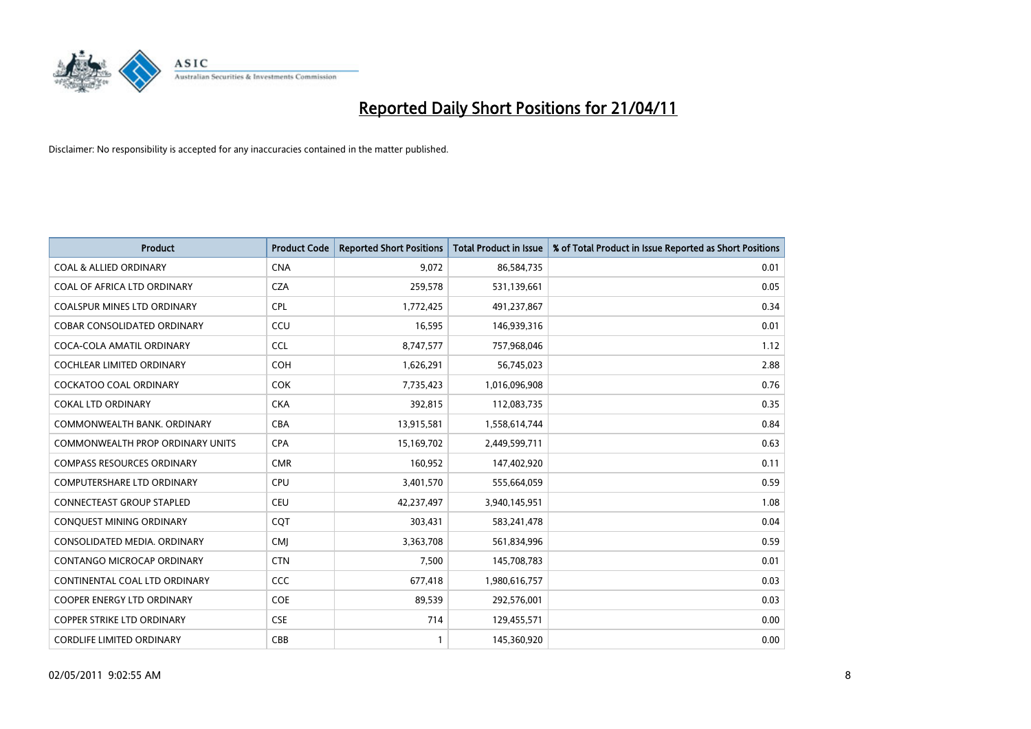# Reported Daily Short Positions for 21/04/11

Disclaimer: No responsibility is accepted for any inaccuracies contained in the matter published.

| Product | Product Code | Reported Short Positions | Total Product in Issue | % of Total Product in Issue Reported as Short Positions |
|---|---|---|---|---|
| COAL & ALLIED ORDINARY | CNA | 9,072 | 86,584,735 | 0.01 |
| COAL OF AFRICA LTD ORDINARY | CZA | 259,578 | 531,139,661 | 0.05 |
| COALSPUR MINES LTD ORDINARY | CPL | 1,772,425 | 491,237,867 | 0.34 |
| COBAR CONSOLIDATED ORDINARY | CCU | 16,595 | 146,939,316 | 0.01 |
| COCA-COLA AMATIL ORDINARY | CCL | 8,747,577 | 757,968,046 | 1.12 |
| COCHLEAR LIMITED ORDINARY | COH | 1,626,291 | 56,745,023 | 2.88 |
| COCKATOO COAL ORDINARY | COK | 7,735,423 | 1,016,096,908 | 0.76 |
| COKAL LTD ORDINARY | CKA | 392,815 | 112,083,735 | 0.35 |
| COMMONWEALTH BANK. ORDINARY | CBA | 13,915,581 | 1,558,614,744 | 0.84 |
| COMMONWEALTH PROP ORDINARY UNITS | CPA | 15,169,702 | 2,449,599,711 | 0.63 |
| COMPASS RESOURCES ORDINARY | CMR | 160,952 | 147,402,920 | 0.11 |
| COMPUTERSHARE LTD ORDINARY | CPU | 3,401,570 | 555,664,059 | 0.59 |
| CONNECTEAST GROUP STAPLED | CEU | 42,237,497 | 3,940,145,951 | 1.08 |
| CONQUEST MINING ORDINARY | CQT | 303,431 | 583,241,478 | 0.04 |
| CONSOLIDATED MEDIA. ORDINARY | CMJ | 3,363,708 | 561,834,996 | 0.59 |
| CONTANGO MICROCAP ORDINARY | CTN | 7,500 | 145,708,783 | 0.01 |
| CONTINENTAL COAL LTD ORDINARY | CCC | 677,418 | 1,980,616,757 | 0.03 |
| COOPER ENERGY LTD ORDINARY | COE | 89,539 | 292,576,001 | 0.03 |
| COPPER STRIKE LTD ORDINARY | CSE | 714 | 129,455,571 | 0.00 |
| CORDLIFE LIMITED ORDINARY | CBB | 1 | 145,360,920 | 0.00 |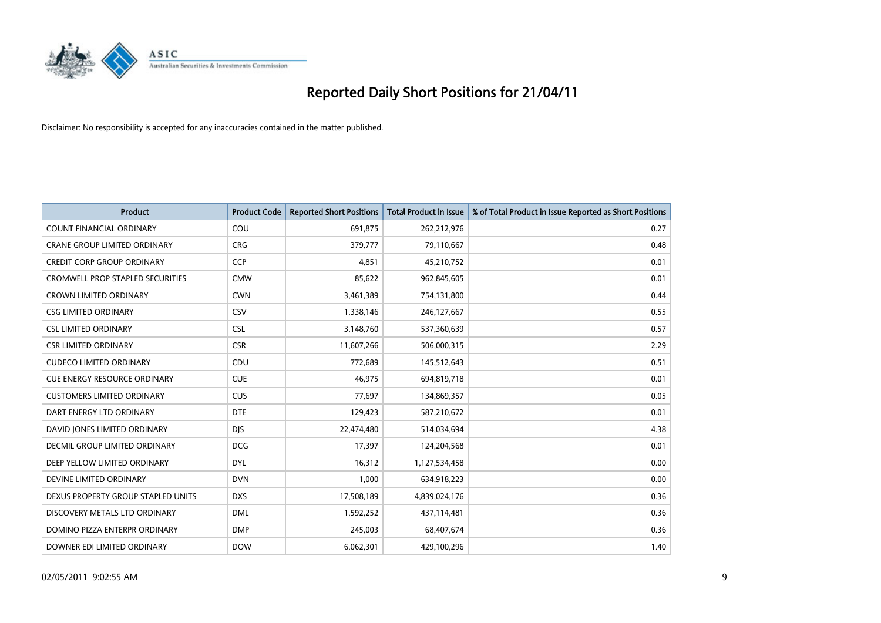# Reported Daily Short Positions for 21/04/11

Disclaimer: No responsibility is accepted for any inaccuracies contained in the matter published.

| Product | Product Code | Reported Short Positions | Total Product in Issue | % of Total Product in Issue Reported as Short Positions |
|---|---|---|---|---|
| COUNT FINANCIAL ORDINARY | COU | 691,875 | 262,212,976 | 0.27 |
| CRANE GROUP LIMITED ORDINARY | CRG | 379,777 | 79,110,667 | 0.48 |
| CREDIT CORP GROUP ORDINARY | CCP | 4,851 | 45,210,752 | 0.01 |
| CROMWELL PROP STAPLED SECURITIES | CMW | 85,622 | 962,845,605 | 0.01 |
| CROWN LIMITED ORDINARY | CWN | 3,461,389 | 754,131,800 | 0.44 |
| CSG LIMITED ORDINARY | CSV | 1,338,146 | 246,127,667 | 0.55 |
| CSL LIMITED ORDINARY | CSL | 3,148,760 | 537,360,639 | 0.57 |
| CSR LIMITED ORDINARY | CSR | 11,607,266 | 506,000,315 | 2.29 |
| CUDECO LIMITED ORDINARY | CDU | 772,689 | 145,512,643 | 0.51 |
| CUE ENERGY RESOURCE ORDINARY | CUE | 46,975 | 694,819,718 | 0.01 |
| CUSTOMERS LIMITED ORDINARY | CUS | 77,697 | 134,869,357 | 0.05 |
| DART ENERGY LTD ORDINARY | DTE | 129,423 | 587,210,672 | 0.01 |
| DAVID JONES LIMITED ORDINARY | DJS | 22,474,480 | 514,034,694 | 4.38 |
| DECMIL GROUP LIMITED ORDINARY | DCG | 17,397 | 124,204,568 | 0.01 |
| DEEP YELLOW LIMITED ORDINARY | DYL | 16,312 | 1,127,534,458 | 0.00 |
| DEVINE LIMITED ORDINARY | DVN | 1,000 | 634,918,223 | 0.00 |
| DEXUS PROPERTY GROUP STAPLED UNITS | DXS | 17,508,189 | 4,839,024,176 | 0.36 |
| DISCOVERY METALS LTD ORDINARY | DML | 1,592,252 | 437,114,481 | 0.36 |
| DOMINO PIZZA ENTERPR ORDINARY | DMP | 245,003 | 68,407,674 | 0.36 |
| DOWNER EDI LIMITED ORDINARY | DOW | 6,062,301 | 429,100,296 | 1.40 |

02/05/2011 9:02:55 AM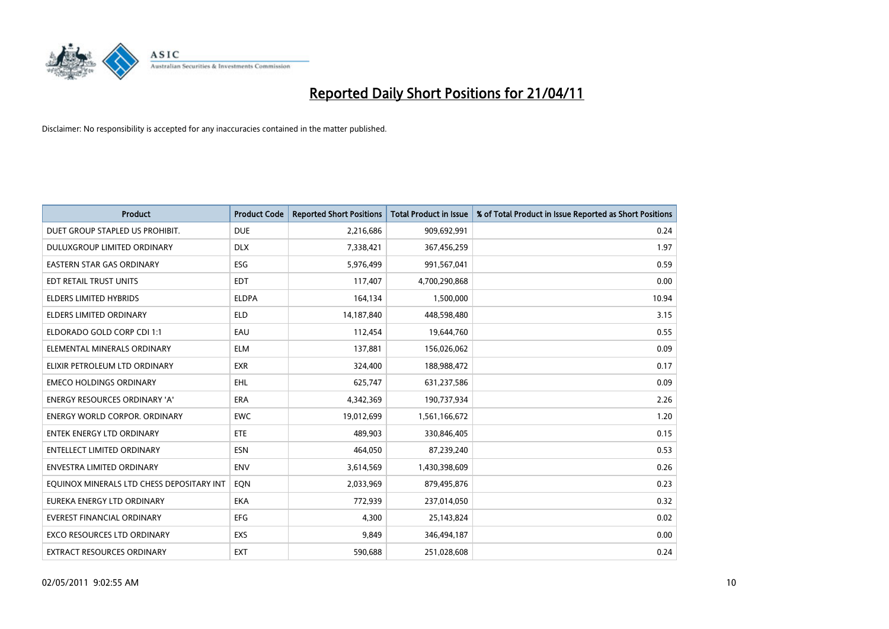# Reported Daily Short Positions for 21/04/11

Disclaimer: No responsibility is accepted for any inaccuracies contained in the matter published.

| Product | Product Code | Reported Short Positions | Total Product in Issue | % of Total Product in Issue Reported as Short Positions |
|---|---|---|---|---|
| DUET GROUP STAPLED US PROHIBIT. | DUE | 2,216,686 | 909,692,991 | 0.24 |
| DULUXGROUP LIMITED ORDINARY | DLX | 7,338,421 | 367,456,259 | 1.97 |
| EASTERN STAR GAS ORDINARY | ESG | 5,976,499 | 991,567,041 | 0.59 |
| EDT RETAIL TRUST UNITS | EDT | 117,407 | 4,700,290,868 | 0.00 |
| ELDERS LIMITED HYBRIDS | ELDPA | 164,134 | 1,500,000 | 10.94 |
| ELDERS LIMITED ORDINARY | ELD | 14,187,840 | 448,598,480 | 3.15 |
| ELDORADO GOLD CORP CDI 1:1 | EAU | 112,454 | 19,644,760 | 0.55 |
| ELEMENTAL MINERALS ORDINARY | ELM | 137,881 | 156,026,062 | 0.09 |
| ELIXIR PETROLEUM LTD ORDINARY | EXR | 324,400 | 188,988,472 | 0.17 |
| EMECO HOLDINGS ORDINARY | EHL | 625,747 | 631,237,586 | 0.09 |
| ENERGY RESOURCES ORDINARY 'A' | ERA | 4,342,369 | 190,737,934 | 2.26 |
| ENERGY WORLD CORPOR. ORDINARY | EWC | 19,012,699 | 1,561,166,672 | 1.20 |
| ENTEK ENERGY LTD ORDINARY | ETE | 489,903 | 330,846,405 | 0.15 |
| ENTELLECT LIMITED ORDINARY | ESN | 464,050 | 87,239,240 | 0.53 |
| ENVESTRA LIMITED ORDINARY | ENV | 3,614,569 | 1,430,398,609 | 0.26 |
| EQUINOX MINERALS LTD CHESS DEPOSITARY INT | EQN | 2,033,969 | 879,495,876 | 0.23 |
| EUREKA ENERGY LTD ORDINARY | EKA | 772,939 | 237,014,050 | 0.32 |
| EVEREST FINANCIAL ORDINARY | EFG | 4,300 | 25,143,824 | 0.02 |
| EXCO RESOURCES LTD ORDINARY | EXS | 9,849 | 346,494,187 | 0.00 |
| EXTRACT RESOURCES ORDINARY | EXT | 590,688 | 251,028,608 | 0.24 |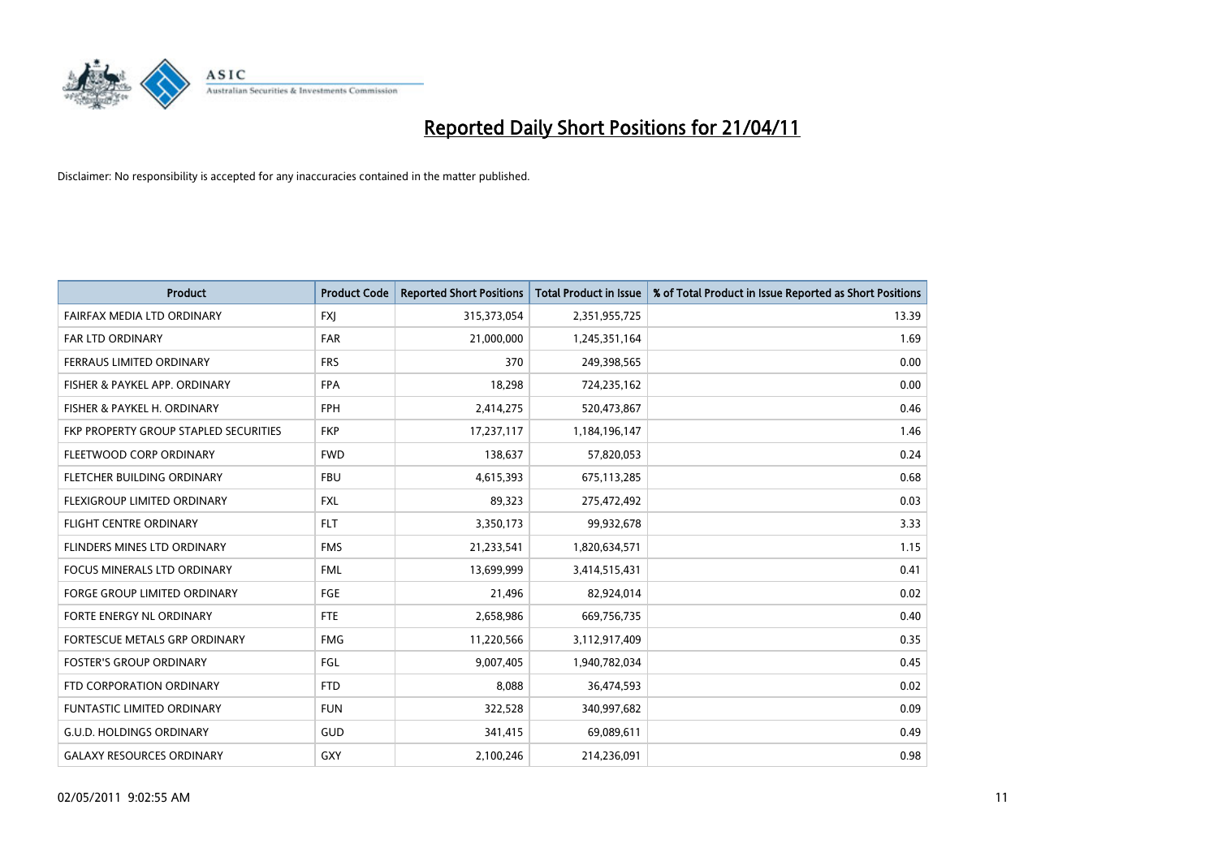# Reported Daily Short Positions for 21/04/11

Disclaimer: No responsibility is accepted for any inaccuracies contained in the matter published.

| Product | Product Code | Reported Short Positions | Total Product in Issue | % of Total Product in Issue Reported as Short Positions |
|---|---|---|---|---|
| FAIRFAX MEDIA LTD ORDINARY | FXJ | 315,373,054 | 2,351,955,725 | 13.39 |
| FAR LTD ORDINARY | FAR | 21,000,000 | 1,245,351,164 | 1.69 |
| FERRAUS LIMITED ORDINARY | FRS | 370 | 249,398,565 | 0.00 |
| FISHER & PAYKEL APP. ORDINARY | FPA | 18,298 | 724,235,162 | 0.00 |
| FISHER & PAYKEL H. ORDINARY | FPH | 2,414,275 | 520,473,867 | 0.46 |
| FKP PROPERTY GROUP STAPLED SECURITIES | FKP | 17,237,117 | 1,184,196,147 | 1.46 |
| FLEETWOOD CORP ORDINARY | FWD | 138,637 | 57,820,053 | 0.24 |
| FLETCHER BUILDING ORDINARY | FBU | 4,615,393 | 675,113,285 | 0.68 |
| FLEXIGROUP LIMITED ORDINARY | FXL | 89,323 | 275,472,492 | 0.03 |
| FLIGHT CENTRE ORDINARY | FLT | 3,350,173 | 99,932,678 | 3.33 |
| FLINDERS MINES LTD ORDINARY | FMS | 21,233,541 | 1,820,634,571 | 1.15 |
| FOCUS MINERALS LTD ORDINARY | FML | 13,699,999 | 3,414,515,431 | 0.41 |
| FORGE GROUP LIMITED ORDINARY | FGE | 21,496 | 82,924,014 | 0.02 |
| FORTE ENERGY NL ORDINARY | FTE | 2,658,986 | 669,756,735 | 0.40 |
| FORTESCUE METALS GRP ORDINARY | FMG | 11,220,566 | 3,112,917,409 | 0.35 |
| FOSTER'S GROUP ORDINARY | FGL | 9,007,405 | 1,940,782,034 | 0.45 |
| FTD CORPORATION ORDINARY | FTD | 8,088 | 36,474,593 | 0.02 |
| FUNTASTIC LIMITED ORDINARY | FUN | 322,528 | 340,997,682 | 0.09 |
| G.U.D. HOLDINGS ORDINARY | GUD | 341,415 | 69,089,611 | 0.49 |
| GALAXY RESOURCES ORDINARY | GXY | 2,100,246 | 214,236,091 | 0.98 |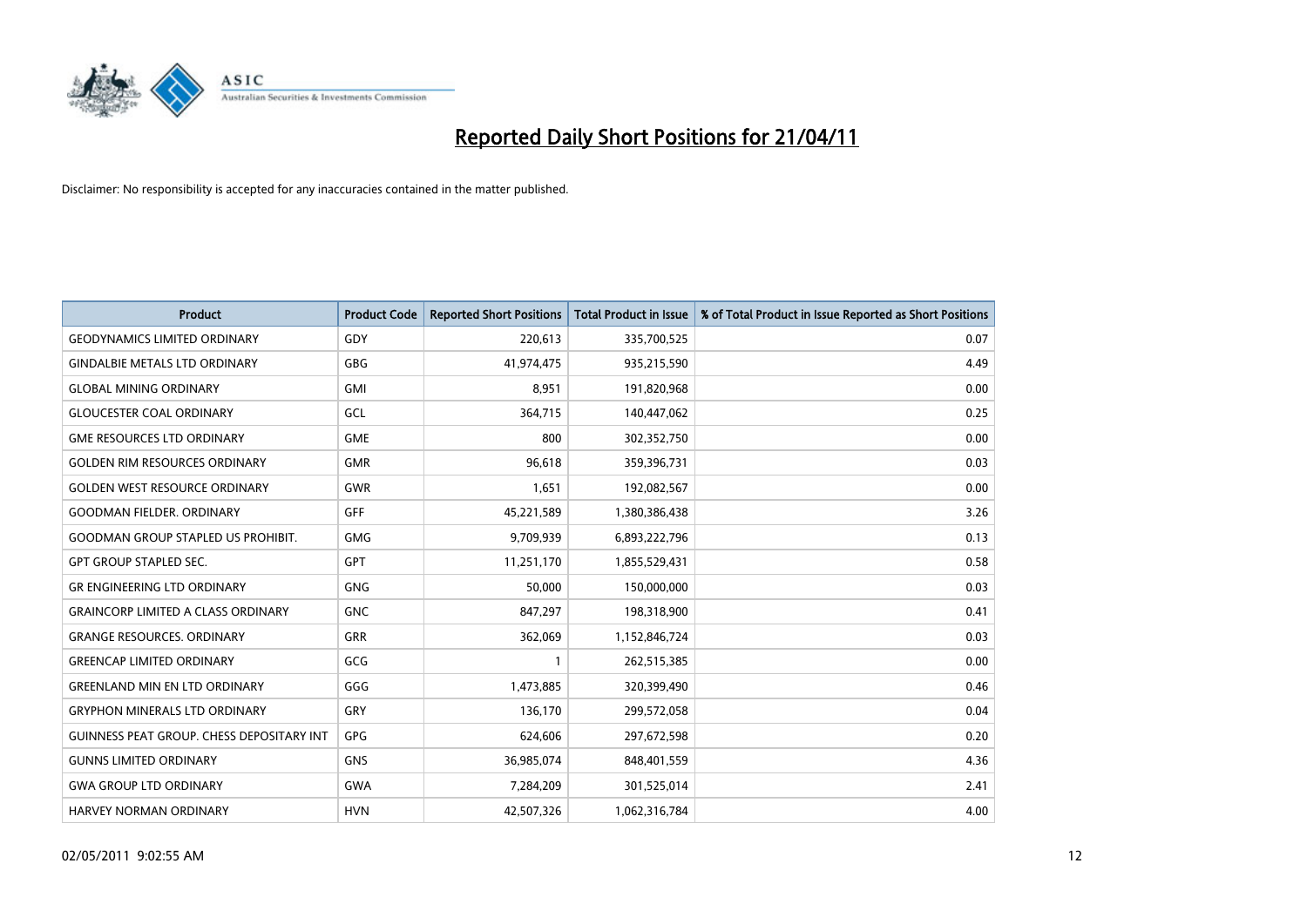# Reported Daily Short Positions for 21/04/11

Disclaimer: No responsibility is accepted for any inaccuracies contained in the matter published.

| Product | Product Code | Reported Short Positions | Total Product in Issue | % of Total Product in Issue Reported as Short Positions |
|---|---|---|---|---|
| GEODYNAMICS LIMITED ORDINARY | GDY | 220,613 | 335,700,525 | 0.07 |
| GINDALBIE METALS LTD ORDINARY | GBG | 41,974,475 | 935,215,590 | 4.49 |
| GLOBAL MINING ORDINARY | GMI | 8,951 | 191,820,968 | 0.00 |
| GLOUCESTER COAL ORDINARY | GCL | 364,715 | 140,447,062 | 0.25 |
| GME RESOURCES LTD ORDINARY | GME | 800 | 302,352,750 | 0.00 |
| GOLDEN RIM RESOURCES ORDINARY | GMR | 96,618 | 359,396,731 | 0.03 |
| GOLDEN WEST RESOURCE ORDINARY | GWR | 1,651 | 192,082,567 | 0.00 |
| GOODMAN FIELDER. ORDINARY | GFF | 45,221,589 | 1,380,386,438 | 3.26 |
| GOODMAN GROUP STAPLED US PROHIBIT. | GMG | 9,709,939 | 6,893,222,796 | 0.13 |
| GPT GROUP STAPLED SEC. | GPT | 11,251,170 | 1,855,529,431 | 0.58 |
| GR ENGINEERING LTD ORDINARY | GNG | 50,000 | 150,000,000 | 0.03 |
| GRAINCORP LIMITED A CLASS ORDINARY | GNC | 847,297 | 198,318,900 | 0.41 |
| GRANGE RESOURCES. ORDINARY | GRR | 362,069 | 1,152,846,724 | 0.03 |
| GREENCAP LIMITED ORDINARY | GCG | 1 | 262,515,385 | 0.00 |
| GREENLAND MIN EN LTD ORDINARY | GGG | 1,473,885 | 320,399,490 | 0.46 |
| GRYPHON MINERALS LTD ORDINARY | GRY | 136,170 | 299,572,058 | 0.04 |
| GUINNESS PEAT GROUP. CHESS DEPOSITARY INT | GPG | 624,606 | 297,672,598 | 0.20 |
| GUNNS LIMITED ORDINARY | GNS | 36,985,074 | 848,401,559 | 4.36 |
| GWA GROUP LTD ORDINARY | GWA | 7,284,209 | 301,525,014 | 2.41 |
| HARVEY NORMAN ORDINARY | HVN | 42,507,326 | 1,062,316,784 | 4.00 |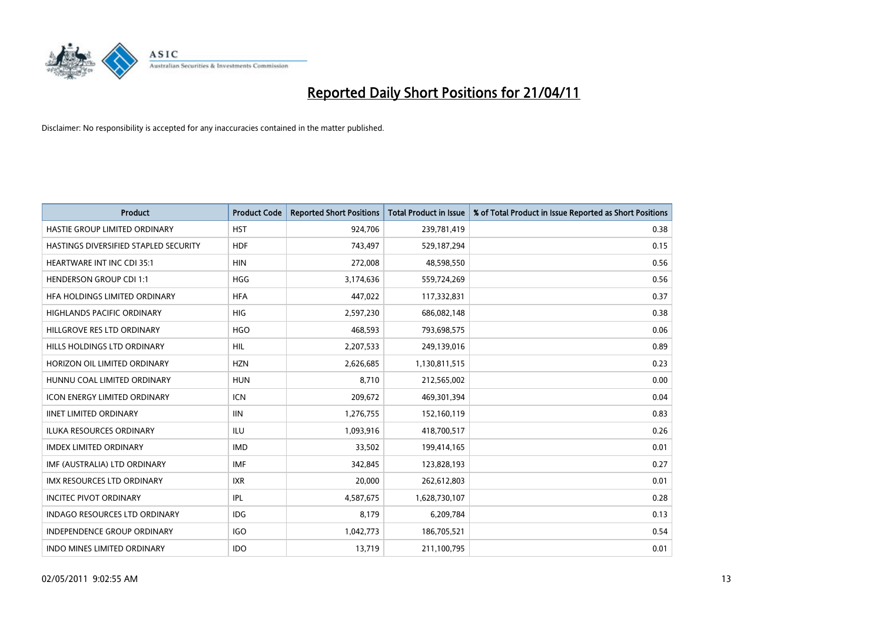# Reported Daily Short Positions for 21/04/11

Disclaimer: No responsibility is accepted for any inaccuracies contained in the matter published.

| Product | Product Code | Reported Short Positions | Total Product in Issue | % of Total Product in Issue Reported as Short Positions |
|---|---|---|---|---|
| HASTIE GROUP LIMITED ORDINARY | HST | 924,706 | 239,781,419 | 0.38 |
| HASTINGS DIVERSIFIED STAPLED SECURITY | HDF | 743,497 | 529,187,294 | 0.15 |
| HEARTWARE INT INC CDI 35:1 | HIN | 272,008 | 48,598,550 | 0.56 |
| HENDERSON GROUP CDI 1:1 | HGG | 3,174,636 | 559,724,269 | 0.56 |
| HFA HOLDINGS LIMITED ORDINARY | HFA | 447,022 | 117,332,831 | 0.37 |
| HIGHLANDS PACIFIC ORDINARY | HIG | 2,597,230 | 686,082,148 | 0.38 |
| HILLGROVE RES LTD ORDINARY | HGO | 468,593 | 793,698,575 | 0.06 |
| HILLS HOLDINGS LTD ORDINARY | HIL | 2,207,533 | 249,139,016 | 0.89 |
| HORIZON OIL LIMITED ORDINARY | HZN | 2,626,685 | 1,130,811,515 | 0.23 |
| HUNNU COAL LIMITED ORDINARY | HUN | 8,710 | 212,565,002 | 0.00 |
| ICON ENERGY LIMITED ORDINARY | ICN | 209,672 | 469,301,394 | 0.04 |
| IINET LIMITED ORDINARY | IIN | 1,276,755 | 152,160,119 | 0.83 |
| ILUKA RESOURCES ORDINARY | ILU | 1,093,916 | 418,700,517 | 0.26 |
| IMDEX LIMITED ORDINARY | IMD | 33,502 | 199,414,165 | 0.01 |
| IMF (AUSTRALIA) LTD ORDINARY | IMF | 342,845 | 123,828,193 | 0.27 |
| IMX RESOURCES LTD ORDINARY | IXR | 20,000 | 262,612,803 | 0.01 |
| INCITEC PIVOT ORDINARY | IPL | 4,587,675 | 1,628,730,107 | 0.28 |
| INDAGO RESOURCES LTD ORDINARY | IDG | 8,179 | 6,209,784 | 0.13 |
| INDEPENDENCE GROUP ORDINARY | IGO | 1,042,773 | 186,705,521 | 0.54 |
| INDO MINES LIMITED ORDINARY | IDO | 13,719 | 211,100,795 | 0.01 |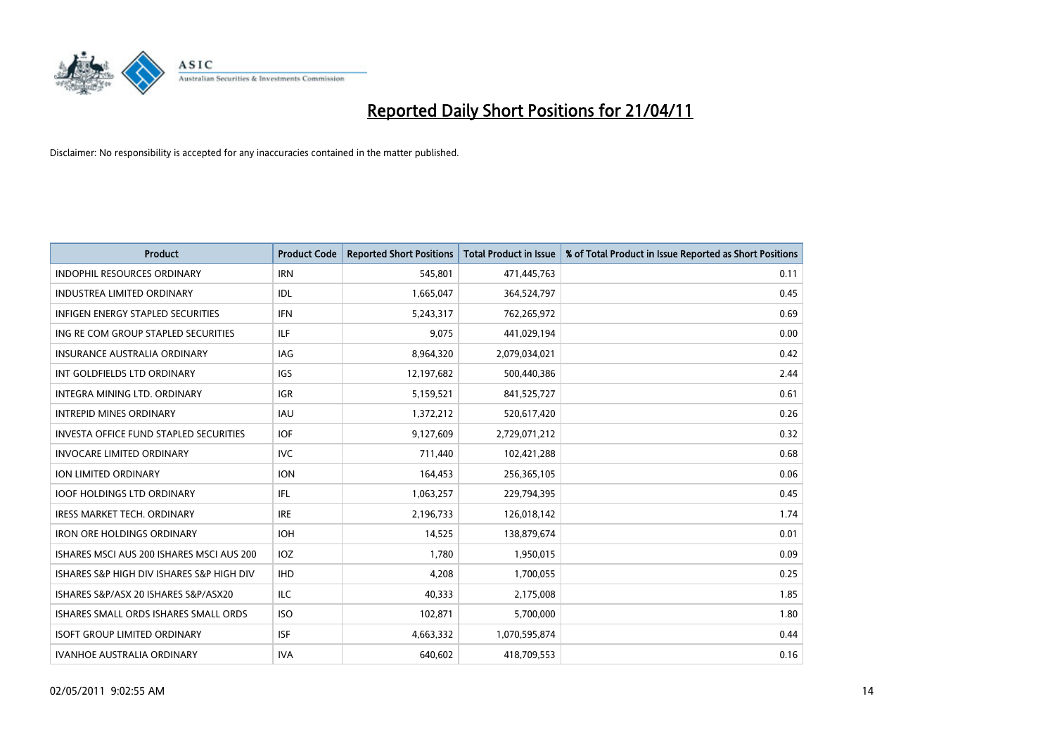# Reported Daily Short Positions for 21/04/11

Disclaimer: No responsibility is accepted for any inaccuracies contained in the matter published.

| Product | Product Code | Reported Short Positions | Total Product in Issue | % of Total Product in Issue Reported as Short Positions |
|---|---|---|---|---|
| INDOPHIL RESOURCES ORDINARY | IRN | 545,801 | 471,445,763 | 0.11 |
| INDUSTREA LIMITED ORDINARY | IDL | 1,665,047 | 364,524,797 | 0.45 |
| INFIGEN ENERGY STAPLED SECURITIES | IFN | 5,243,317 | 762,265,972 | 0.69 |
| ING RE COM GROUP STAPLED SECURITIES | ILF | 9,075 | 441,029,194 | 0.00 |
| INSURANCE AUSTRALIA ORDINARY | IAG | 8,964,320 | 2,079,034,021 | 0.42 |
| INT GOLDFIELDS LTD ORDINARY | IGS | 12,197,682 | 500,440,386 | 2.44 |
| INTEGRA MINING LTD. ORDINARY | IGR | 5,159,521 | 841,525,727 | 0.61 |
| INTREPID MINES ORDINARY | IAU | 1,372,212 | 520,617,420 | 0.26 |
| INVESTA OFFICE FUND STAPLED SECURITIES | IOF | 9,127,609 | 2,729,071,212 | 0.32 |
| INVOCARE LIMITED ORDINARY | IVC | 711,440 | 102,421,288 | 0.68 |
| ION LIMITED ORDINARY | ION | 164,453 | 256,365,105 | 0.06 |
| IOOF HOLDINGS LTD ORDINARY | IFL | 1,063,257 | 229,794,395 | 0.45 |
| IRESS MARKET TECH. ORDINARY | IRE | 2,196,733 | 126,018,142 | 1.74 |
| IRON ORE HOLDINGS ORDINARY | IOH | 14,525 | 138,879,674 | 0.01 |
| ISHARES MSCI AUS 200 ISHARES MSCI AUS 200 | IOZ | 1,780 | 1,950,015 | 0.09 |
| ISHARES S&P HIGH DIV ISHARES S&P HIGH DIV | IHD | 4,208 | 1,700,055 | 0.25 |
| ISHARES S&P/ASX 20 ISHARES S&P/ASX20 | ILC | 40,333 | 2,175,008 | 1.85 |
| ISHARES SMALL ORDS ISHARES SMALL ORDS | ISO | 102,871 | 5,700,000 | 1.80 |
| ISOFT GROUP LIMITED ORDINARY | ISF | 4,663,332 | 1,070,595,874 | 0.44 |
| IVANHOE AUSTRALIA ORDINARY | IVA | 640,602 | 418,709,553 | 0.16 |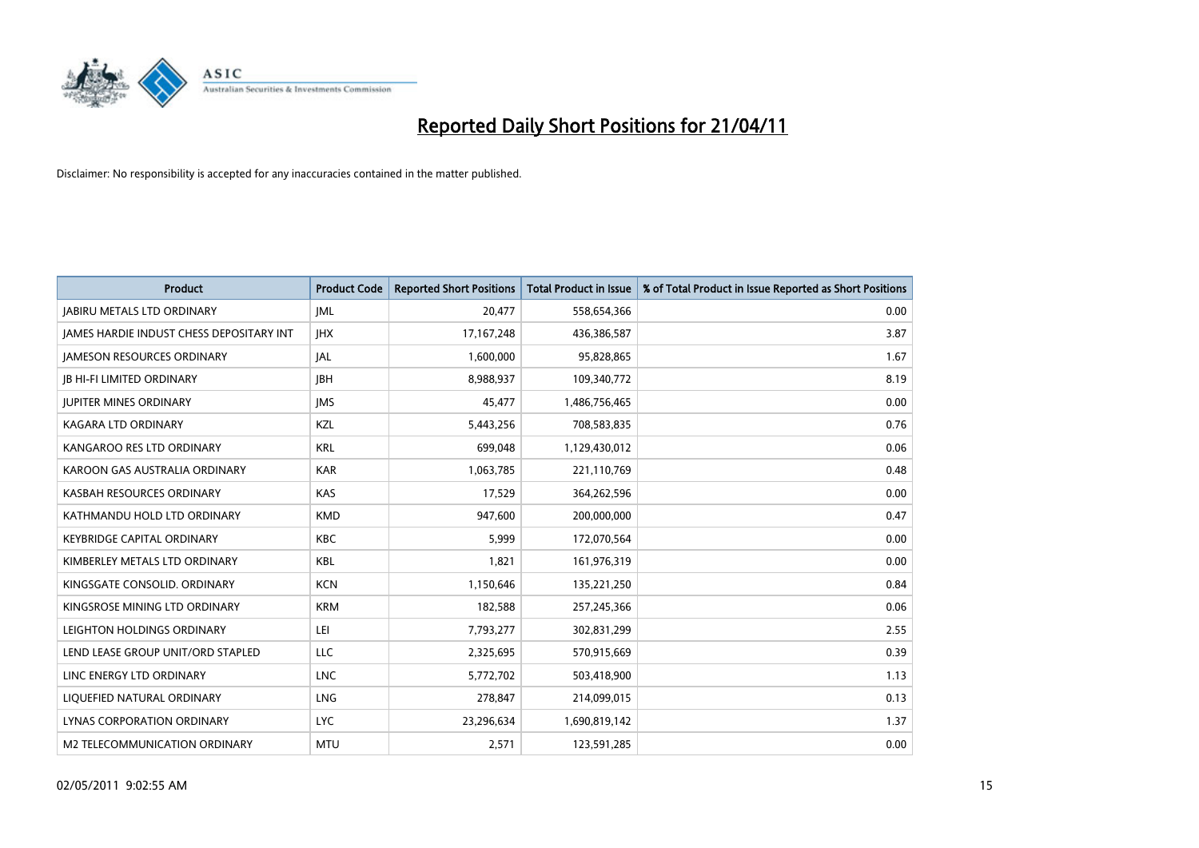# Reported Daily Short Positions for 21/04/11

Disclaimer: No responsibility is accepted for any inaccuracies contained in the matter published.

| Product | Product Code | Reported Short Positions | Total Product in Issue | % of Total Product in Issue Reported as Short Positions |
|---|---|---|---|---|
| JABIRU METALS LTD ORDINARY | JML | 20,477 | 558,654,366 | 0.00 |
| JAMES HARDIE INDUST CHESS DEPOSITARY INT | JHX | 17,167,248 | 436,386,587 | 3.87 |
| JAMESON RESOURCES ORDINARY | JAL | 1,600,000 | 95,828,865 | 1.67 |
| JB HI-FI LIMITED ORDINARY | JBH | 8,988,937 | 109,340,772 | 8.19 |
| JUPITER MINES ORDINARY | JMS | 45,477 | 1,486,756,465 | 0.00 |
| KAGARA LTD ORDINARY | KZL | 5,443,256 | 708,583,835 | 0.76 |
| KANGAROO RES LTD ORDINARY | KRL | 699,048 | 1,129,430,012 | 0.06 |
| KAROON GAS AUSTRALIA ORDINARY | KAR | 1,063,785 | 221,110,769 | 0.48 |
| KASBAH RESOURCES ORDINARY | KAS | 17,529 | 364,262,596 | 0.00 |
| KATHMANDU HOLD LTD ORDINARY | KMD | 947,600 | 200,000,000 | 0.47 |
| KEYBRIDGE CAPITAL ORDINARY | KBC | 5,999 | 172,070,564 | 0.00 |
| KIMBERLEY METALS LTD ORDINARY | KBL | 1,821 | 161,976,319 | 0.00 |
| KINGSGATE CONSOLID. ORDINARY | KCN | 1,150,646 | 135,221,250 | 0.84 |
| KINGSROSE MINING LTD ORDINARY | KRM | 182,588 | 257,245,366 | 0.06 |
| LEIGHTON HOLDINGS ORDINARY | LEI | 7,793,277 | 302,831,299 | 2.55 |
| LEND LEASE GROUP UNIT/ORD STAPLED | LLC | 2,325,695 | 570,915,669 | 0.39 |
| LINC ENERGY LTD ORDINARY | LNC | 5,772,702 | 503,418,900 | 1.13 |
| LIQUEFIED NATURAL ORDINARY | LNG | 278,847 | 214,099,015 | 0.13 |
| LYNAS CORPORATION ORDINARY | LYC | 23,296,634 | 1,690,819,142 | 1.37 |
| M2 TELECOMMUNICATION ORDINARY | MTU | 2,571 | 123,591,285 | 0.00 |

02/05/2011 9:02:55 AM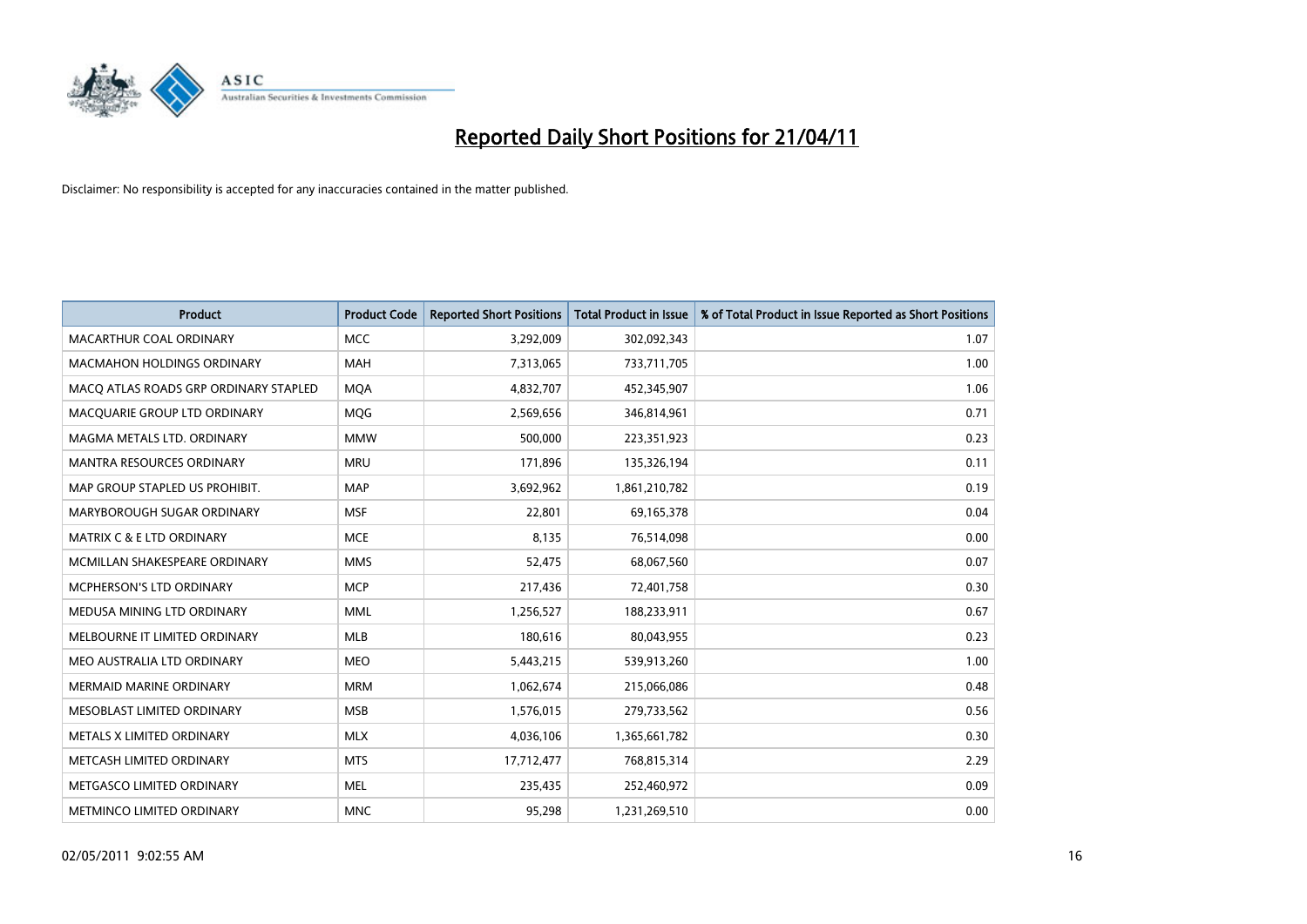# Reported Daily Short Positions for 21/04/11

Disclaimer: No responsibility is accepted for any inaccuracies contained in the matter published.

| Product | Product Code | Reported Short Positions | Total Product in Issue | % of Total Product in Issue Reported as Short Positions |
|---|---|---|---|---|
| MACARTHUR COAL ORDINARY | MCC | 3,292,009 | 302,092,343 | 1.07 |
| MACMAHON HOLDINGS ORDINARY | MAH | 7,313,065 | 733,711,705 | 1.00 |
| MACQ ATLAS ROADS GRP ORDINARY STAPLED | MQA | 4,832,707 | 452,345,907 | 1.06 |
| MACQUARIE GROUP LTD ORDINARY | MQG | 2,569,656 | 346,814,961 | 0.71 |
| MAGMA METALS LTD. ORDINARY | MMW | 500,000 | 223,351,923 | 0.23 |
| MANTRA RESOURCES ORDINARY | MRU | 171,896 | 135,326,194 | 0.11 |
| MAP GROUP STAPLED US PROHIBIT. | MAP | 3,692,962 | 1,861,210,782 | 0.19 |
| MARYBOROUGH SUGAR ORDINARY | MSF | 22,801 | 69,165,378 | 0.04 |
| MATRIX C & E LTD ORDINARY | MCE | 8,135 | 76,514,098 | 0.00 |
| MCMILLAN SHAKESPEARE ORDINARY | MMS | 52,475 | 68,067,560 | 0.07 |
| MCPHERSON'S LTD ORDINARY | MCP | 217,436 | 72,401,758 | 0.30 |
| MEDUSA MINING LTD ORDINARY | MML | 1,256,527 | 188,233,911 | 0.67 |
| MELBOURNE IT LIMITED ORDINARY | MLB | 180,616 | 80,043,955 | 0.23 |
| MEO AUSTRALIA LTD ORDINARY | MEO | 5,443,215 | 539,913,260 | 1.00 |
| MERMAID MARINE ORDINARY | MRM | 1,062,674 | 215,066,086 | 0.48 |
| MESOBLAST LIMITED ORDINARY | MSB | 1,576,015 | 279,733,562 | 0.56 |
| METALS X LIMITED ORDINARY | MLX | 4,036,106 | 1,365,661,782 | 0.30 |
| METCASH LIMITED ORDINARY | MTS | 17,712,477 | 768,815,314 | 2.29 |
| METGASCO LIMITED ORDINARY | MEL | 235,435 | 252,460,972 | 0.09 |
| METMINCO LIMITED ORDINARY | MNC | 95,298 | 1,231,269,510 | 0.00 |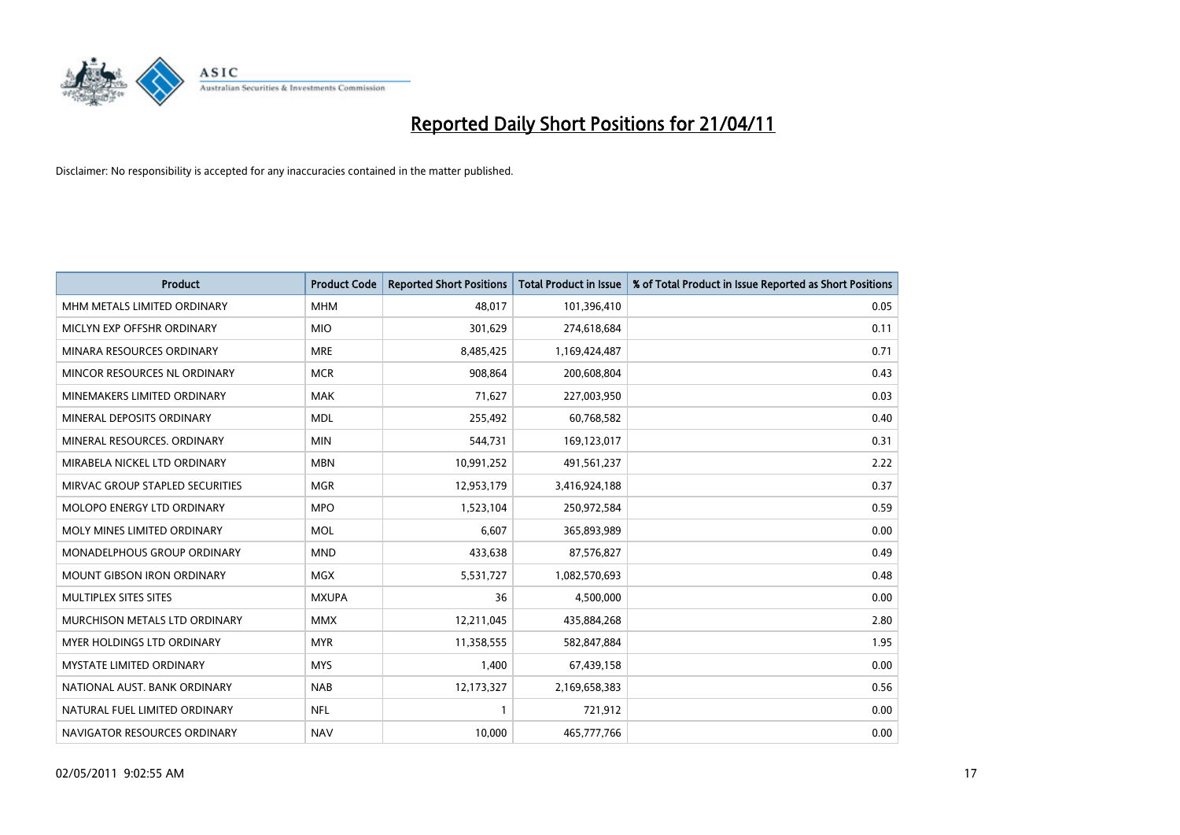# Reported Daily Short Positions for 21/04/11

Disclaimer: No responsibility is accepted for any inaccuracies contained in the matter published.

| Product | Product Code | Reported Short Positions | Total Product in Issue | % of Total Product in Issue Reported as Short Positions |
|---|---|---|---|---|
| MHM METALS LIMITED ORDINARY | MHM | 48,017 | 101,396,410 | 0.05 |
| MICLYN EXP OFFSHR ORDINARY | MIO | 301,629 | 274,618,684 | 0.11 |
| MINARA RESOURCES ORDINARY | MRE | 8,485,425 | 1,169,424,487 | 0.71 |
| MINCOR RESOURCES NL ORDINARY | MCR | 908,864 | 200,608,804 | 0.43 |
| MINEMAKERS LIMITED ORDINARY | MAK | 71,627 | 227,003,950 | 0.03 |
| MINERAL DEPOSITS ORDINARY | MDL | 255,492 | 60,768,582 | 0.40 |
| MINERAL RESOURCES. ORDINARY | MIN | 544,731 | 169,123,017 | 0.31 |
| MIRABELA NICKEL LTD ORDINARY | MBN | 10,991,252 | 491,561,237 | 2.22 |
| MIRVAC GROUP STAPLED SECURITIES | MGR | 12,953,179 | 3,416,924,188 | 0.37 |
| MOLOPO ENERGY LTD ORDINARY | MPO | 1,523,104 | 250,972,584 | 0.59 |
| MOLY MINES LIMITED ORDINARY | MOL | 6,607 | 365,893,989 | 0.00 |
| MONADELPHOUS GROUP ORDINARY | MND | 433,638 | 87,576,827 | 0.49 |
| MOUNT GIBSON IRON ORDINARY | MGX | 5,531,727 | 1,082,570,693 | 0.48 |
| MULTIPLEX SITES SITES | MXUPA | 36 | 4,500,000 | 0.00 |
| MURCHISON METALS LTD ORDINARY | MMX | 12,211,045 | 435,884,268 | 2.80 |
| MYER HOLDINGS LTD ORDINARY | MYR | 11,358,555 | 582,847,884 | 1.95 |
| MYSTATE LIMITED ORDINARY | MYS | 1,400 | 67,439,158 | 0.00 |
| NATIONAL AUST. BANK ORDINARY | NAB | 12,173,327 | 2,169,658,383 | 0.56 |
| NATURAL FUEL LIMITED ORDINARY | NFL | 1 | 721,912 | 0.00 |
| NAVIGATOR RESOURCES ORDINARY | NAV | 10,000 | 465,777,766 | 0.00 |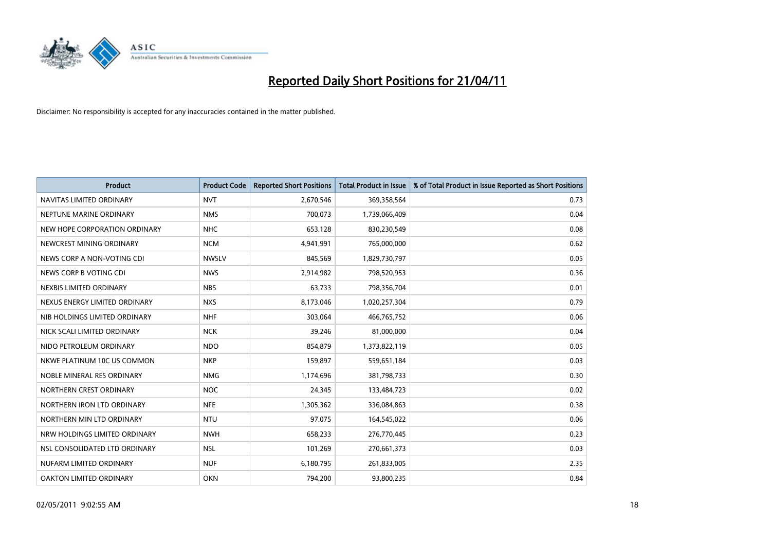# Reported Daily Short Positions for 21/04/11

Disclaimer: No responsibility is accepted for any inaccuracies contained in the matter published.

| Product | Product Code | Reported Short Positions | Total Product in Issue | % of Total Product in Issue Reported as Short Positions |
|---|---|---|---|---|
| NAVITAS LIMITED ORDINARY | NVT | 2,670,546 | 369,358,564 | 0.73 |
| NEPTUNE MARINE ORDINARY | NMS | 700,073 | 1,739,066,409 | 0.04 |
| NEW HOPE CORPORATION ORDINARY | NHC | 653,128 | 830,230,549 | 0.08 |
| NEWCREST MINING ORDINARY | NCM | 4,941,991 | 765,000,000 | 0.62 |
| NEWS CORP A NON-VOTING CDI | NWSLV | 845,569 | 1,829,730,797 | 0.05 |
| NEWS CORP B VOTING CDI | NWS | 2,914,982 | 798,520,953 | 0.36 |
| NEXBIS LIMITED ORDINARY | NBS | 63,733 | 798,356,704 | 0.01 |
| NEXUS ENERGY LIMITED ORDINARY | NXS | 8,173,046 | 1,020,257,304 | 0.79 |
| NIB HOLDINGS LIMITED ORDINARY | NHF | 303,064 | 466,765,752 | 0.06 |
| NICK SCALI LIMITED ORDINARY | NCK | 39,246 | 81,000,000 | 0.04 |
| NIDO PETROLEUM ORDINARY | NDO | 854,879 | 1,373,822,119 | 0.05 |
| NKWE PLATINUM 10C US COMMON | NKP | 159,897 | 559,651,184 | 0.03 |
| NOBLE MINERAL RES ORDINARY | NMG | 1,174,696 | 381,798,733 | 0.30 |
| NORTHERN CREST ORDINARY | NOC | 24,345 | 133,484,723 | 0.02 |
| NORTHERN IRON LTD ORDINARY | NFE | 1,305,362 | 336,084,863 | 0.38 |
| NORTHERN MIN LTD ORDINARY | NTU | 97,075 | 164,545,022 | 0.06 |
| NRW HOLDINGS LIMITED ORDINARY | NWH | 658,233 | 276,770,445 | 0.23 |
| NSL CONSOLIDATED LTD ORDINARY | NSL | 101,269 | 270,661,373 | 0.03 |
| NUFARM LIMITED ORDINARY | NUF | 6,180,795 | 261,833,005 | 2.35 |
| OAKTON LIMITED ORDINARY | OKN | 794,200 | 93,800,235 | 0.84 |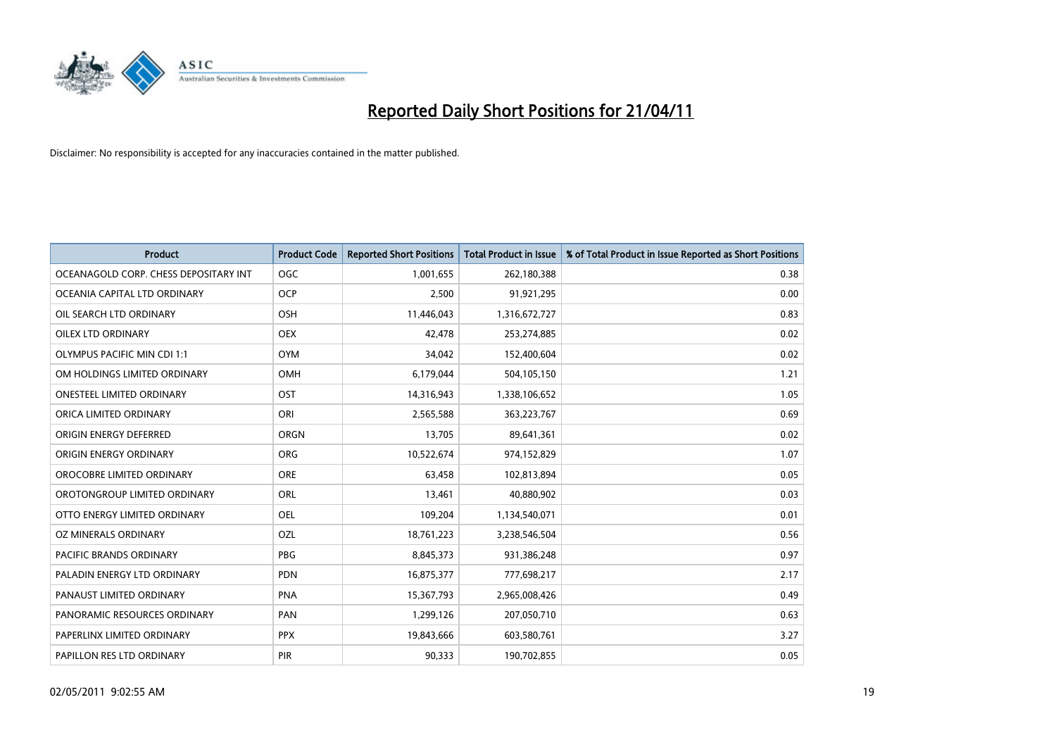# Reported Daily Short Positions for 21/04/11

Disclaimer: No responsibility is accepted for any inaccuracies contained in the matter published.

| Product | Product Code | Reported Short Positions | Total Product in Issue | % of Total Product in Issue Reported as Short Positions |
|---|---|---|---|---|
| OCEANAGOLD CORP. CHESS DEPOSITARY INT | OGC | 1,001,655 | 262,180,388 | 0.38 |
| OCEANIA CAPITAL LTD ORDINARY | OCP | 2,500 | 91,921,295 | 0.00 |
| OIL SEARCH LTD ORDINARY | OSH | 11,446,043 | 1,316,672,727 | 0.83 |
| OILEX LTD ORDINARY | OEX | 42,478 | 253,274,885 | 0.02 |
| OLYMPUS PACIFIC MIN CDI 1:1 | OYM | 34,042 | 152,400,604 | 0.02 |
| OM HOLDINGS LIMITED ORDINARY | OMH | 6,179,044 | 504,105,150 | 1.21 |
| ONESTEEL LIMITED ORDINARY | OST | 14,316,943 | 1,338,106,652 | 1.05 |
| ORICA LIMITED ORDINARY | ORI | 2,565,588 | 363,223,767 | 0.69 |
| ORIGIN ENERGY DEFERRED | ORGN | 13,705 | 89,641,361 | 0.02 |
| ORIGIN ENERGY ORDINARY | ORG | 10,522,674 | 974,152,829 | 1.07 |
| OROCOBRE LIMITED ORDINARY | ORE | 63,458 | 102,813,894 | 0.05 |
| OROTONGROUP LIMITED ORDINARY | ORL | 13,461 | 40,880,902 | 0.03 |
| OTTO ENERGY LIMITED ORDINARY | OEL | 109,204 | 1,134,540,071 | 0.01 |
| OZ MINERALS ORDINARY | OZL | 18,761,223 | 3,238,546,504 | 0.56 |
| PACIFIC BRANDS ORDINARY | PBG | 8,845,373 | 931,386,248 | 0.97 |
| PALADIN ENERGY LTD ORDINARY | PDN | 16,875,377 | 777,698,217 | 2.17 |
| PANAUST LIMITED ORDINARY | PNA | 15,367,793 | 2,965,008,426 | 0.49 |
| PANORAMIC RESOURCES ORDINARY | PAN | 1,299,126 | 207,050,710 | 0.63 |
| PAPERLINX LIMITED ORDINARY | PPX | 19,843,666 | 603,580,761 | 3.27 |
| PAPILLON RES LTD ORDINARY | PIR | 90,333 | 190,702,855 | 0.05 |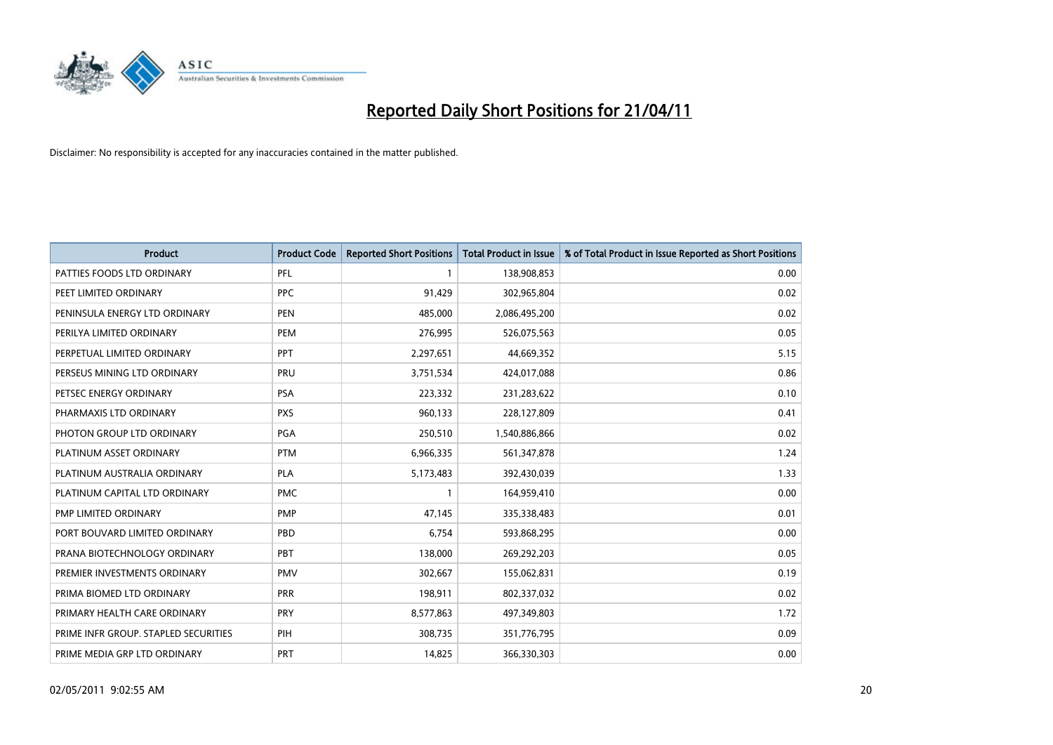# Reported Daily Short Positions for 21/04/11

Disclaimer: No responsibility is accepted for any inaccuracies contained in the matter published.

| Product | Product Code | Reported Short Positions | Total Product in Issue | % of Total Product in Issue Reported as Short Positions |
|---|---|---|---|---|
| PATTIES FOODS LTD ORDINARY | PFL | 1 | 138,908,853 | 0.00 |
| PEET LIMITED ORDINARY | PPC | 91,429 | 302,965,804 | 0.02 |
| PENINSULA ENERGY LTD ORDINARY | PEN | 485,000 | 2,086,495,200 | 0.02 |
| PERILYA LIMITED ORDINARY | PEM | 276,995 | 526,075,563 | 0.05 |
| PERPETUAL LIMITED ORDINARY | PPT | 2,297,651 | 44,669,352 | 5.15 |
| PERSEUS MINING LTD ORDINARY | PRU | 3,751,534 | 424,017,088 | 0.86 |
| PETSEC ENERGY ORDINARY | PSA | 223,332 | 231,283,622 | 0.10 |
| PHARMAXIS LTD ORDINARY | PXS | 960,133 | 228,127,809 | 0.41 |
| PHOTON GROUP LTD ORDINARY | PGA | 250,510 | 1,540,886,866 | 0.02 |
| PLATINUM ASSET ORDINARY | PTM | 6,966,335 | 561,347,878 | 1.24 |
| PLATINUM AUSTRALIA ORDINARY | PLA | 5,173,483 | 392,430,039 | 1.33 |
| PLATINUM CAPITAL LTD ORDINARY | PMC | 1 | 164,959,410 | 0.00 |
| PMP LIMITED ORDINARY | PMP | 47,145 | 335,338,483 | 0.01 |
| PORT BOUVARD LIMITED ORDINARY | PBD | 6,754 | 593,868,295 | 0.00 |
| PRANA BIOTECHNOLOGY ORDINARY | PBT | 138,000 | 269,292,203 | 0.05 |
| PREMIER INVESTMENTS ORDINARY | PMV | 302,667 | 155,062,831 | 0.19 |
| PRIMA BIOMED LTD ORDINARY | PRR | 198,911 | 802,337,032 | 0.02 |
| PRIMARY HEALTH CARE ORDINARY | PRY | 8,577,863 | 497,349,803 | 1.72 |
| PRIME INFR GROUP. STAPLED SECURITIES | PIH | 308,735 | 351,776,795 | 0.09 |
| PRIME MEDIA GRP LTD ORDINARY | PRT | 14,825 | 366,330,303 | 0.00 |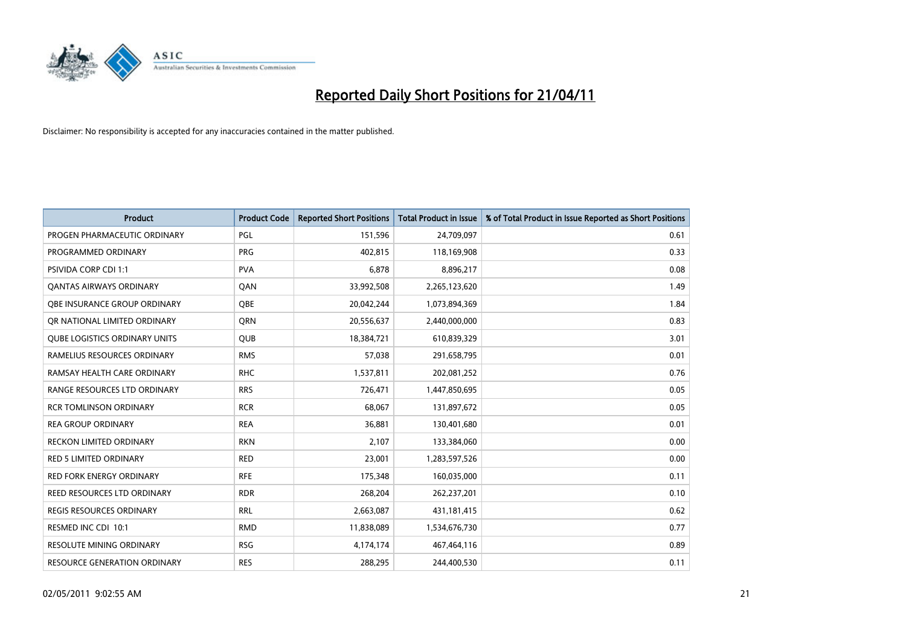# Reported Daily Short Positions for 21/04/11

Disclaimer: No responsibility is accepted for any inaccuracies contained in the matter published.

| Product | Product Code | Reported Short Positions | Total Product in Issue | % of Total Product in Issue Reported as Short Positions |
|---|---|---|---|---|
| PROGEN PHARMACEUTIC ORDINARY | PGL | 151,596 | 24,709,097 | 0.61 |
| PROGRAMMED ORDINARY | PRG | 402,815 | 118,169,908 | 0.33 |
| PSIVIDA CORP CDI 1:1 | PVA | 6,878 | 8,896,217 | 0.08 |
| QANTAS AIRWAYS ORDINARY | QAN | 33,992,508 | 2,265,123,620 | 1.49 |
| QBE INSURANCE GROUP ORDINARY | QBE | 20,042,244 | 1,073,894,369 | 1.84 |
| QR NATIONAL LIMITED ORDINARY | QRN | 20,556,637 | 2,440,000,000 | 0.83 |
| QUBE LOGISTICS ORDINARY UNITS | QUB | 18,384,721 | 610,839,329 | 3.01 |
| RAMELIUS RESOURCES ORDINARY | RMS | 57,038 | 291,658,795 | 0.01 |
| RAMSAY HEALTH CARE ORDINARY | RHC | 1,537,811 | 202,081,252 | 0.76 |
| RANGE RESOURCES LTD ORDINARY | RRS | 726,471 | 1,447,850,695 | 0.05 |
| RCR TOMLINSON ORDINARY | RCR | 68,067 | 131,897,672 | 0.05 |
| REA GROUP ORDINARY | REA | 36,881 | 130,401,680 | 0.01 |
| RECKON LIMITED ORDINARY | RKN | 2,107 | 133,384,060 | 0.00 |
| RED 5 LIMITED ORDINARY | RED | 23,001 | 1,283,597,526 | 0.00 |
| RED FORK ENERGY ORDINARY | RFE | 175,348 | 160,035,000 | 0.11 |
| REED RESOURCES LTD ORDINARY | RDR | 268,204 | 262,237,201 | 0.10 |
| REGIS RESOURCES ORDINARY | RRL | 2,663,087 | 431,181,415 | 0.62 |
| RESMED INC CDI 10:1 | RMD | 11,838,089 | 1,534,676,730 | 0.77 |
| RESOLUTE MINING ORDINARY | RSG | 4,174,174 | 467,464,116 | 0.89 |
| RESOURCE GENERATION ORDINARY | RES | 288,295 | 244,400,530 | 0.11 |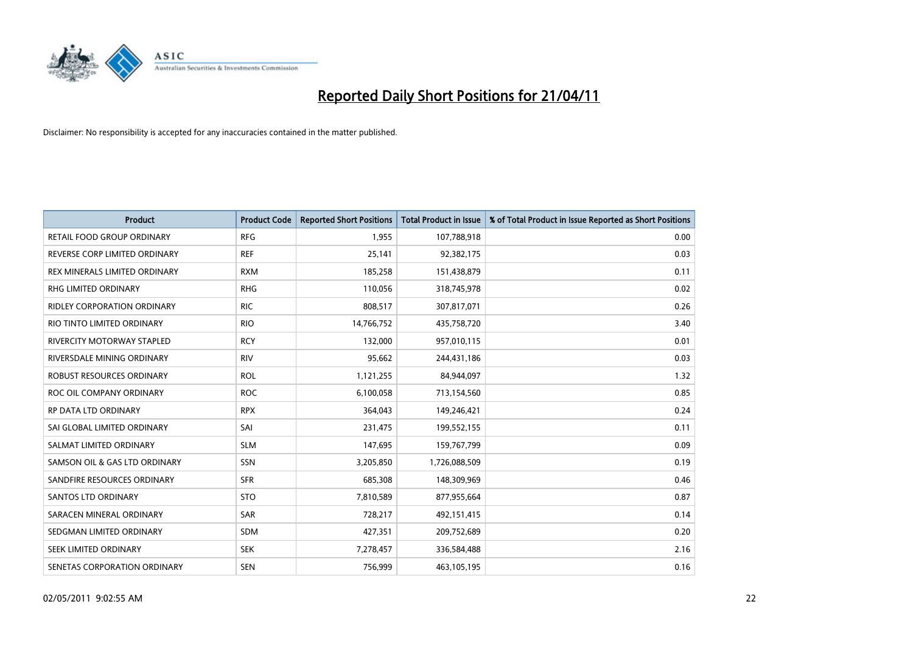# Reported Daily Short Positions for 21/04/11

Disclaimer: No responsibility is accepted for any inaccuracies contained in the matter published.

| Product | Product Code | Reported Short Positions | Total Product in Issue | % of Total Product in Issue Reported as Short Positions |
|---|---|---|---|---|
| RETAIL FOOD GROUP ORDINARY | RFG | 1,955 | 107,788,918 | 0.00 |
| REVERSE CORP LIMITED ORDINARY | REF | 25,141 | 92,382,175 | 0.03 |
| REX MINERALS LIMITED ORDINARY | RXM | 185,258 | 151,438,879 | 0.11 |
| RHG LIMITED ORDINARY | RHG | 110,056 | 318,745,978 | 0.02 |
| RIDLEY CORPORATION ORDINARY | RIC | 808,517 | 307,817,071 | 0.26 |
| RIO TINTO LIMITED ORDINARY | RIO | 14,766,752 | 435,758,720 | 3.40 |
| RIVERCITY MOTORWAY STAPLED | RCY | 132,000 | 957,010,115 | 0.01 |
| RIVERSDALE MINING ORDINARY | RIV | 95,662 | 244,431,186 | 0.03 |
| ROBUST RESOURCES ORDINARY | ROL | 1,121,255 | 84,944,097 | 1.32 |
| ROC OIL COMPANY ORDINARY | ROC | 6,100,058 | 713,154,560 | 0.85 |
| RP DATA LTD ORDINARY | RPX | 364,043 | 149,246,421 | 0.24 |
| SAI GLOBAL LIMITED ORDINARY | SAI | 231,475 | 199,552,155 | 0.11 |
| SALMAT LIMITED ORDINARY | SLM | 147,695 | 159,767,799 | 0.09 |
| SAMSON OIL & GAS LTD ORDINARY | SSN | 3,205,850 | 1,726,088,509 | 0.19 |
| SANDFIRE RESOURCES ORDINARY | SFR | 685,308 | 148,309,969 | 0.46 |
| SANTOS LTD ORDINARY | STO | 7,810,589 | 877,955,664 | 0.87 |
| SARACEN MINERAL ORDINARY | SAR | 728,217 | 492,151,415 | 0.14 |
| SEDGMAN LIMITED ORDINARY | SDM | 427,351 | 209,752,689 | 0.20 |
| SEEK LIMITED ORDINARY | SEK | 7,278,457 | 336,584,488 | 2.16 |
| SENETAS CORPORATION ORDINARY | SEN | 756,999 | 463,105,195 | 0.16 |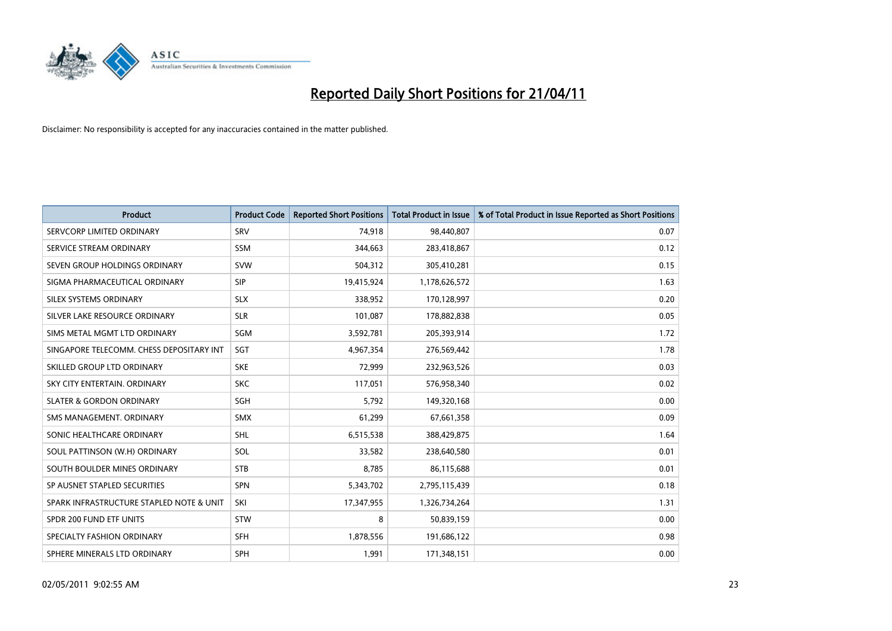# Reported Daily Short Positions for 21/04/11

Disclaimer: No responsibility is accepted for any inaccuracies contained in the matter published.

| Product | Product Code | Reported Short Positions | Total Product in Issue | % of Total Product in Issue Reported as Short Positions |
|---|---|---|---|---|
| SERVCORP LIMITED ORDINARY | SRV | 74,918 | 98,440,807 | 0.07 |
| SERVICE STREAM ORDINARY | SSM | 344,663 | 283,418,867 | 0.12 |
| SEVEN GROUP HOLDINGS ORDINARY | SVW | 504,312 | 305,410,281 | 0.15 |
| SIGMA PHARMACEUTICAL ORDINARY | SIP | 19,415,924 | 1,178,626,572 | 1.63 |
| SILEX SYSTEMS ORDINARY | SLX | 338,952 | 170,128,997 | 0.20 |
| SILVER LAKE RESOURCE ORDINARY | SLR | 101,087 | 178,882,838 | 0.05 |
| SIMS METAL MGMT LTD ORDINARY | SGM | 3,592,781 | 205,393,914 | 1.72 |
| SINGAPORE TELECOMM. CHESS DEPOSITARY INT | SGT | 4,967,354 | 276,569,442 | 1.78 |
| SKILLED GROUP LTD ORDINARY | SKE | 72,999 | 232,963,526 | 0.03 |
| SKY CITY ENTERTAIN. ORDINARY | SKC | 117,051 | 576,958,340 | 0.02 |
| SLATER & GORDON ORDINARY | SGH | 5,792 | 149,320,168 | 0.00 |
| SMS MANAGEMENT. ORDINARY | SMX | 61,299 | 67,661,358 | 0.09 |
| SONIC HEALTHCARE ORDINARY | SHL | 6,515,538 | 388,429,875 | 1.64 |
| SOUL PATTINSON (W.H) ORDINARY | SOL | 33,582 | 238,640,580 | 0.01 |
| SOUTH BOULDER MINES ORDINARY | STB | 8,785 | 86,115,688 | 0.01 |
| SP AUSNET STAPLED SECURITIES | SPN | 5,343,702 | 2,795,115,439 | 0.18 |
| SPARK INFRASTRUCTURE STAPLED NOTE & UNIT | SKI | 17,347,955 | 1,326,734,264 | 1.31 |
| SPDR 200 FUND ETF UNITS | STW | 8 | 50,839,159 | 0.00 |
| SPECIALTY FASHION ORDINARY | SFH | 1,878,556 | 191,686,122 | 0.98 |
| SPHERE MINERALS LTD ORDINARY | SPH | 1,991 | 171,348,151 | 0.00 |

02/05/2011 9:02:55 AM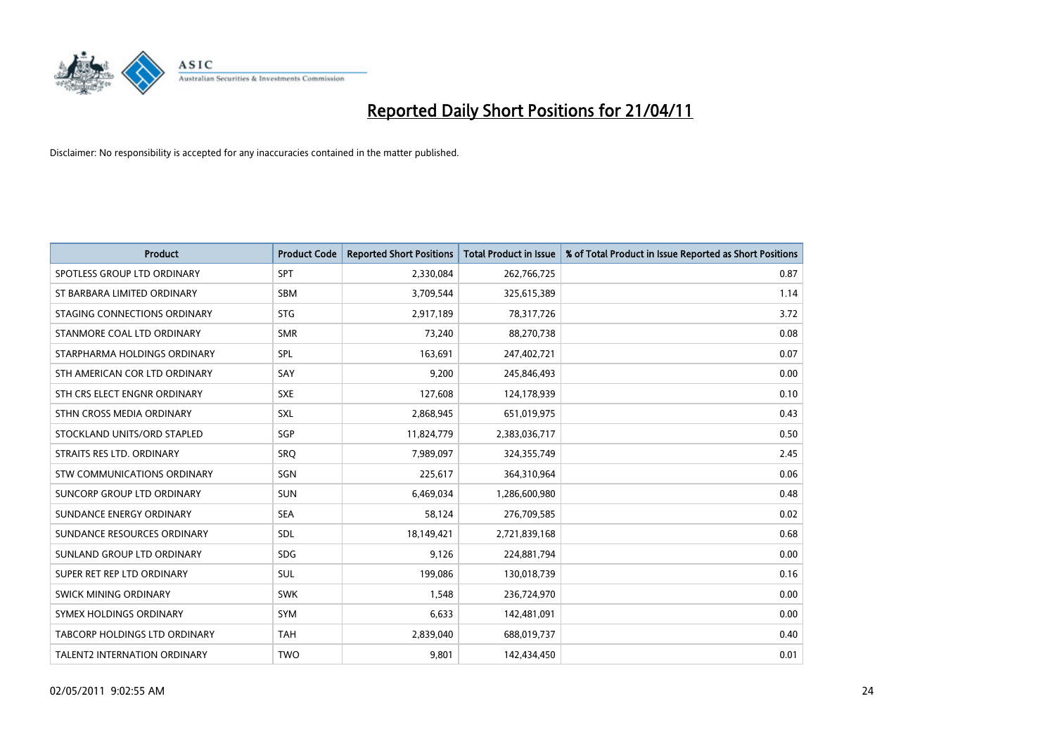# Reported Daily Short Positions for 21/04/11

Disclaimer: No responsibility is accepted for any inaccuracies contained in the matter published.

| Product | Product Code | Reported Short Positions | Total Product in Issue | % of Total Product in Issue Reported as Short Positions |
|---|---|---|---|---|
| SPOTLESS GROUP LTD ORDINARY | SPT | 2,330,084 | 262,766,725 | 0.87 |
| ST BARBARA LIMITED ORDINARY | SBM | 3,709,544 | 325,615,389 | 1.14 |
| STAGING CONNECTIONS ORDINARY | STG | 2,917,189 | 78,317,726 | 3.72 |
| STANMORE COAL LTD ORDINARY | SMR | 73,240 | 88,270,738 | 0.08 |
| STARPHARMA HOLDINGS ORDINARY | SPL | 163,691 | 247,402,721 | 0.07 |
| STH AMERICAN COR LTD ORDINARY | SAY | 9,200 | 245,846,493 | 0.00 |
| STH CRS ELECT ENGNR ORDINARY | SXE | 127,608 | 124,178,939 | 0.10 |
| STHN CROSS MEDIA ORDINARY | SXL | 2,868,945 | 651,019,975 | 0.43 |
| STOCKLAND UNITS/ORD STAPLED | SGP | 11,824,779 | 2,383,036,717 | 0.50 |
| STRAITS RES LTD. ORDINARY | SRQ | 7,989,097 | 324,355,749 | 2.45 |
| STW COMMUNICATIONS ORDINARY | SGN | 225,617 | 364,310,964 | 0.06 |
| SUNCORP GROUP LTD ORDINARY | SUN | 6,469,034 | 1,286,600,980 | 0.48 |
| SUNDANCE ENERGY ORDINARY | SEA | 58,124 | 276,709,585 | 0.02 |
| SUNDANCE RESOURCES ORDINARY | SDL | 18,149,421 | 2,721,839,168 | 0.68 |
| SUNLAND GROUP LTD ORDINARY | SDG | 9,126 | 224,881,794 | 0.00 |
| SUPER RET REP LTD ORDINARY | SUL | 199,086 | 130,018,739 | 0.16 |
| SWICK MINING ORDINARY | SWK | 1,548 | 236,724,970 | 0.00 |
| SYMEX HOLDINGS ORDINARY | SYM | 6,633 | 142,481,091 | 0.00 |
| TABCORP HOLDINGS LTD ORDINARY | TAH | 2,839,040 | 688,019,737 | 0.40 |
| TALENT2 INTERNATION ORDINARY | TWO | 9,801 | 142,434,450 | 0.01 |

02/05/2011 9:02:55 AM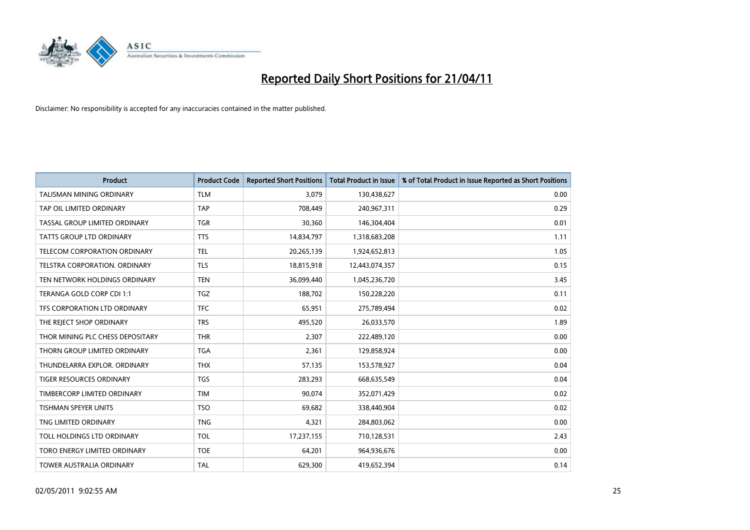# Reported Daily Short Positions for 21/04/11

Disclaimer: No responsibility is accepted for any inaccuracies contained in the matter published.

| Product | Product Code | Reported Short Positions | Total Product in Issue | % of Total Product in Issue Reported as Short Positions |
|---|---|---|---|---|
| TALISMAN MINING ORDINARY | TLM | 3,079 | 130,438,627 | 0.00 |
| TAP OIL LIMITED ORDINARY | TAP | 708,449 | 240,967,311 | 0.29 |
| TASSAL GROUP LIMITED ORDINARY | TGR | 30,360 | 146,304,404 | 0.01 |
| TATTS GROUP LTD ORDINARY | TTS | 14,834,797 | 1,318,683,208 | 1.11 |
| TELECOM CORPORATION ORDINARY | TEL | 20,265,139 | 1,924,652,813 | 1.05 |
| TELSTRA CORPORATION. ORDINARY | TLS | 18,815,918 | 12,443,074,357 | 0.15 |
| TEN NETWORK HOLDINGS ORDINARY | TEN | 36,099,440 | 1,045,236,720 | 3.45 |
| TERANGA GOLD CORP CDI 1:1 | TGZ | 188,702 | 150,228,220 | 0.11 |
| TFS CORPORATION LTD ORDINARY | TFC | 65,951 | 275,789,494 | 0.02 |
| THE REJECT SHOP ORDINARY | TRS | 495,520 | 26,033,570 | 1.89 |
| THOR MINING PLC CHESS DEPOSITARY | THR | 2,307 | 222,489,120 | 0.00 |
| THORN GROUP LIMITED ORDINARY | TGA | 2,361 | 129,858,924 | 0.00 |
| THUNDELARRA EXPLOR. ORDINARY | THX | 57,135 | 153,578,927 | 0.04 |
| TIGER RESOURCES ORDINARY | TGS | 283,293 | 668,635,549 | 0.04 |
| TIMBERCORP LIMITED ORDINARY | TIM | 90,074 | 352,071,429 | 0.02 |
| TISHMAN SPEYER UNITS | TSO | 69,682 | 338,440,904 | 0.02 |
| TNG LIMITED ORDINARY | TNG | 4,321 | 284,803,062 | 0.00 |
| TOLL HOLDINGS LTD ORDINARY | TOL | 17,237,155 | 710,128,531 | 2.43 |
| TORO ENERGY LIMITED ORDINARY | TOE | 64,201 | 964,936,676 | 0.00 |
| TOWER AUSTRALIA ORDINARY | TAL | 629,300 | 419,652,394 | 0.14 |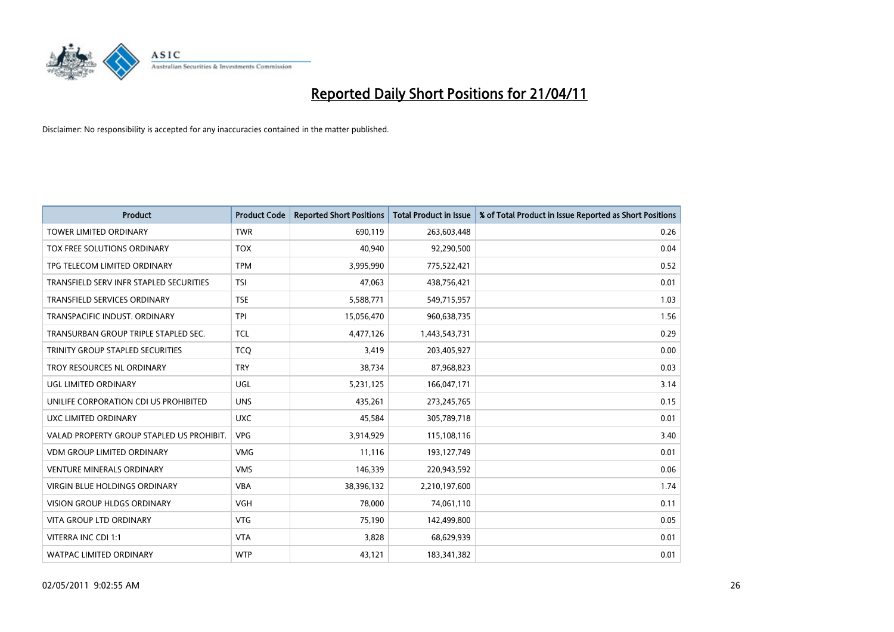# Reported Daily Short Positions for 21/04/11

Disclaimer: No responsibility is accepted for any inaccuracies contained in the matter published.

| Product | Product Code | Reported Short Positions | Total Product in Issue | % of Total Product in Issue Reported as Short Positions |
|---|---|---|---|---|
| TOWER LIMITED ORDINARY | TWR | 690,119 | 263,603,448 | 0.26 |
| TOX FREE SOLUTIONS ORDINARY | TOX | 40,940 | 92,290,500 | 0.04 |
| TPG TELECOM LIMITED ORDINARY | TPM | 3,995,990 | 775,522,421 | 0.52 |
| TRANSFIELD SERV INFR STAPLED SECURITIES | TSI | 47,063 | 438,756,421 | 0.01 |
| TRANSFIELD SERVICES ORDINARY | TSE | 5,588,771 | 549,715,957 | 1.03 |
| TRANSPACIFIC INDUST. ORDINARY | TPI | 15,056,470 | 960,638,735 | 1.56 |
| TRANSURBAN GROUP TRIPLE STAPLED SEC. | TCL | 4,477,126 | 1,443,543,731 | 0.29 |
| TRINITY GROUP STAPLED SECURITIES | TCQ | 3,419 | 203,405,927 | 0.00 |
| TROY RESOURCES NL ORDINARY | TRY | 38,734 | 87,968,823 | 0.03 |
| UGL LIMITED ORDINARY | UGL | 5,231,125 | 166,047,171 | 3.14 |
| UNILIFE CORPORATION CDI US PROHIBITED | UNS | 435,261 | 273,245,765 | 0.15 |
| UXC LIMITED ORDINARY | UXC | 45,584 | 305,789,718 | 0.01 |
| VALAD PROPERTY GROUP STAPLED US PROHIBIT. | VPG | 3,914,929 | 115,108,116 | 3.40 |
| VDM GROUP LIMITED ORDINARY | VMG | 11,116 | 193,127,749 | 0.01 |
| VENTURE MINERALS ORDINARY | VMS | 146,339 | 220,943,592 | 0.06 |
| VIRGIN BLUE HOLDINGS ORDINARY | VBA | 38,396,132 | 2,210,197,600 | 1.74 |
| VISION GROUP HLDGS ORDINARY | VGH | 78,000 | 74,061,110 | 0.11 |
| VITA GROUP LTD ORDINARY | VTG | 75,190 | 142,499,800 | 0.05 |
| VITERRA INC CDI 1:1 | VTA | 3,828 | 68,629,939 | 0.01 |
| WATPAC LIMITED ORDINARY | WTP | 43,121 | 183,341,382 | 0.01 |

02/05/2011 9:02:55 AM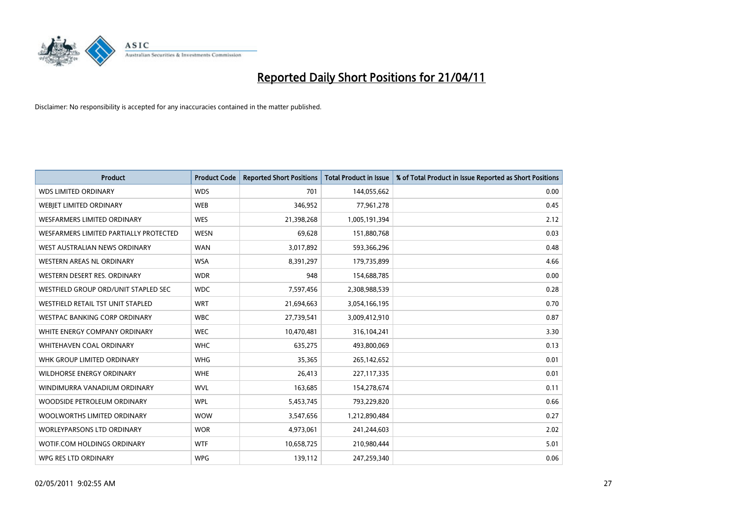# Reported Daily Short Positions for 21/04/11

Disclaimer: No responsibility is accepted for any inaccuracies contained in the matter published.

| Product | Product Code | Reported Short Positions | Total Product in Issue | % of Total Product in Issue Reported as Short Positions |
|---|---|---|---|---|
| WDS LIMITED ORDINARY | WDS | 701 | 144,055,662 | 0.00 |
| WEBJET LIMITED ORDINARY | WEB | 346,952 | 77,961,278 | 0.45 |
| WESFARMERS LIMITED ORDINARY | WES | 21,398,268 | 1,005,191,394 | 2.12 |
| WESFARMERS LIMITED PARTIALLY PROTECTED | WESN | 69,628 | 151,880,768 | 0.03 |
| WEST AUSTRALIAN NEWS ORDINARY | WAN | 3,017,892 | 593,366,296 | 0.48 |
| WESTERN AREAS NL ORDINARY | WSA | 8,391,297 | 179,735,899 | 4.66 |
| WESTERN DESERT RES. ORDINARY | WDR | 948 | 154,688,785 | 0.00 |
| WESTFIELD GROUP ORD/UNIT STAPLED SEC | WDC | 7,597,456 | 2,308,988,539 | 0.28 |
| WESTFIELD RETAIL TST UNIT STAPLED | WRT | 21,694,663 | 3,054,166,195 | 0.70 |
| WESTPAC BANKING CORP ORDINARY | WBC | 27,739,541 | 3,009,412,910 | 0.87 |
| WHITE ENERGY COMPANY ORDINARY | WEC | 10,470,481 | 316,104,241 | 3.30 |
| WHITEHAVEN COAL ORDINARY | WHC | 635,275 | 493,800,069 | 0.13 |
| WHK GROUP LIMITED ORDINARY | WHG | 35,365 | 265,142,652 | 0.01 |
| WILDHORSE ENERGY ORDINARY | WHE | 26,413 | 227,117,335 | 0.01 |
| WINDIMURRA VANADIUM ORDINARY | WVL | 163,685 | 154,278,674 | 0.11 |
| WOODSIDE PETROLEUM ORDINARY | WPL | 5,453,745 | 793,229,820 | 0.66 |
| WOOLWORTHS LIMITED ORDINARY | WOW | 3,547,656 | 1,212,890,484 | 0.27 |
| WORLEYPARSONS LTD ORDINARY | WOR | 4,973,061 | 241,244,603 | 2.02 |
| WOTIF.COM HOLDINGS ORDINARY | WTF | 10,658,725 | 210,980,444 | 5.01 |
| WPG RES LTD ORDINARY | WPG | 139,112 | 247,259,340 | 0.06 |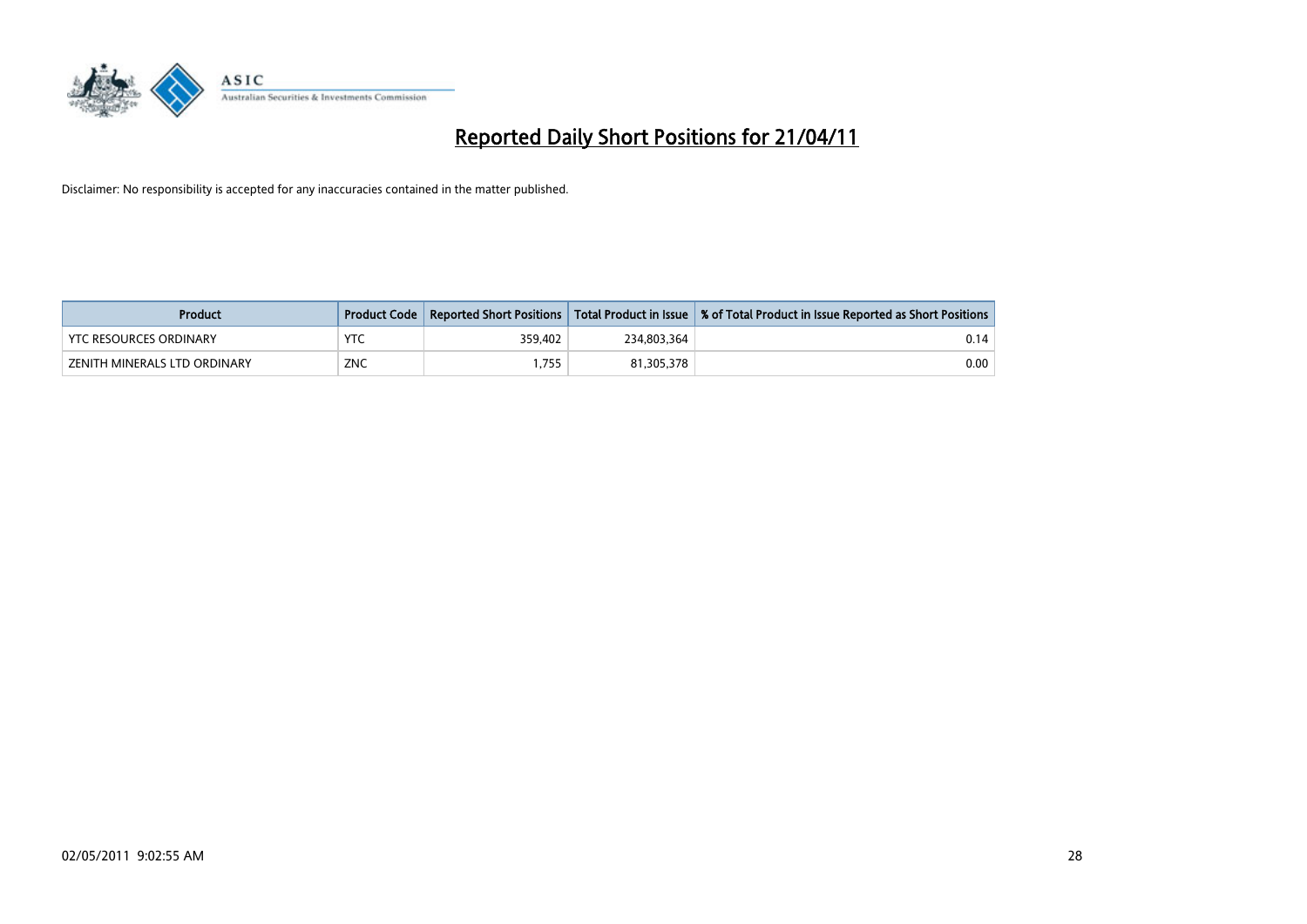# Reported Daily Short Positions for 21/04/11

Disclaimer: No responsibility is accepted for any inaccuracies contained in the matter published.

| Product | Product Code | Reported Short Positions | Total Product in Issue | % of Total Product in Issue Reported as Short Positions |
|---|---|---|---|---|
| YTC RESOURCES ORDINARY | YTC | 359,402 | 234,803,364 | 0.14 |
| ZENITH MINERALS LTD ORDINARY | ZNC | 1,755 | 81,305,378 | 0.00 |

02/05/2011 9:02:55 AM